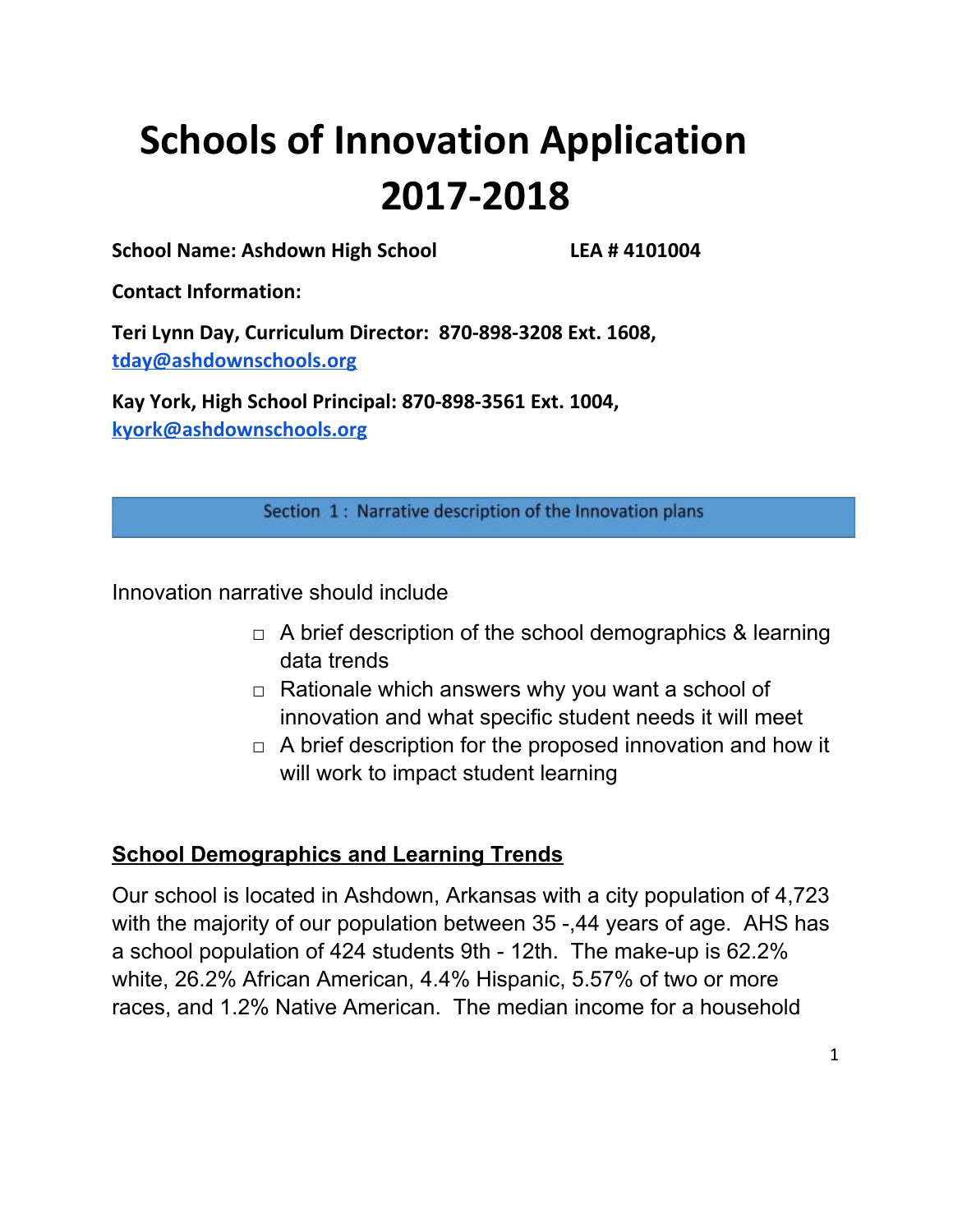# Schools of Innovation Application 2017-2018

**School Name: Ashdown High School** **LEA # 4101004**

**Contact Information:**

**Teri Lynn Day, Curriculum Director: 870-898-3208 Ext. 1608, [tday@ashdownschools.org](mailto:tday@ashdownschools.org)**

**Kay York, High School Principal: 870-898-3561 Ext. 1004, [kyork@ashdownschools.org](mailto:kyork@ashdownschools.org)**

## Section 1 : Narrative description of the Innovation plans

Innovation narrative should include

- □ A brief description of the school demographics & learning data trends
- □ Rationale which answers why you want a school of innovation and what specific student needs it will meet
- □ A brief description for the proposed innovation and how it will work to impact student learning

### <u>School Demographics and Learning Trends</u>

Our school is located in Ashdown, Arkansas with a city population of 4,723 with the majority of our population between 35 -,44 years of age. AHS has a school population of 424 students 9th - 12th. The make-up is 62.2% white, 26.2% African American, 4.4% Hispanic, 5.57% of two or more races, and 1.2% Native American. The median income for a household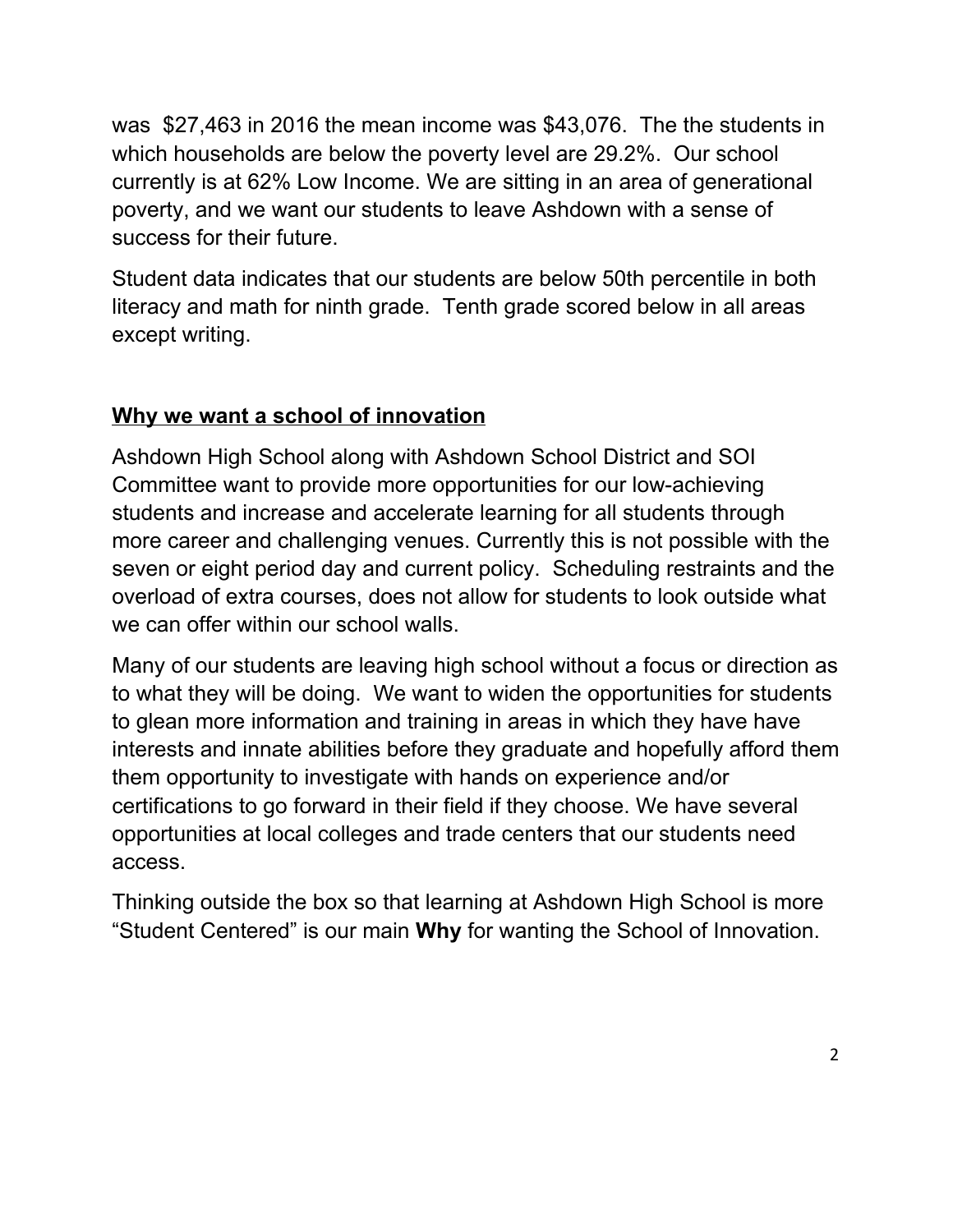was  $27,463 in 2016 the mean income was $43,076.  The the students in which households are below the poverty level are 29.2%.  Our school currently is at 62% Low Income. We are sitting in an area of generational poverty, and we want our students to leave Ashdown with a sense of success for their future.

Student data indicates that our students are below 50th percentile in both literacy and math for ninth grade.  Tenth grade scored below in all areas except writing.

## <u>**Why we want a school of innovation**</u>

Ashdown High School along with Ashdown School District and SOI Committee want to provide more opportunities for our low-achieving students and increase and accelerate learning for all students through more career and challenging venues. Currently this is not possible with the seven or eight period day and current policy.  Scheduling restraints and the overload of extra courses, does not allow for students to look outside what we can offer within our school walls.

Many of our students are leaving high school without a focus or direction as to what they will be doing.  We want to widen the opportunities for students to glean more information and training in areas in which they have have interests and innate abilities before they graduate and hopefully afford them them opportunity to investigate with hands on experience and/or certifications to go forward in their field if they choose. We have several opportunities at local colleges and trade centers that our students need access.

Thinking outside the box so that learning at Ashdown High School is more “Student Centered” is our main **Why** for wanting the School of Innovation.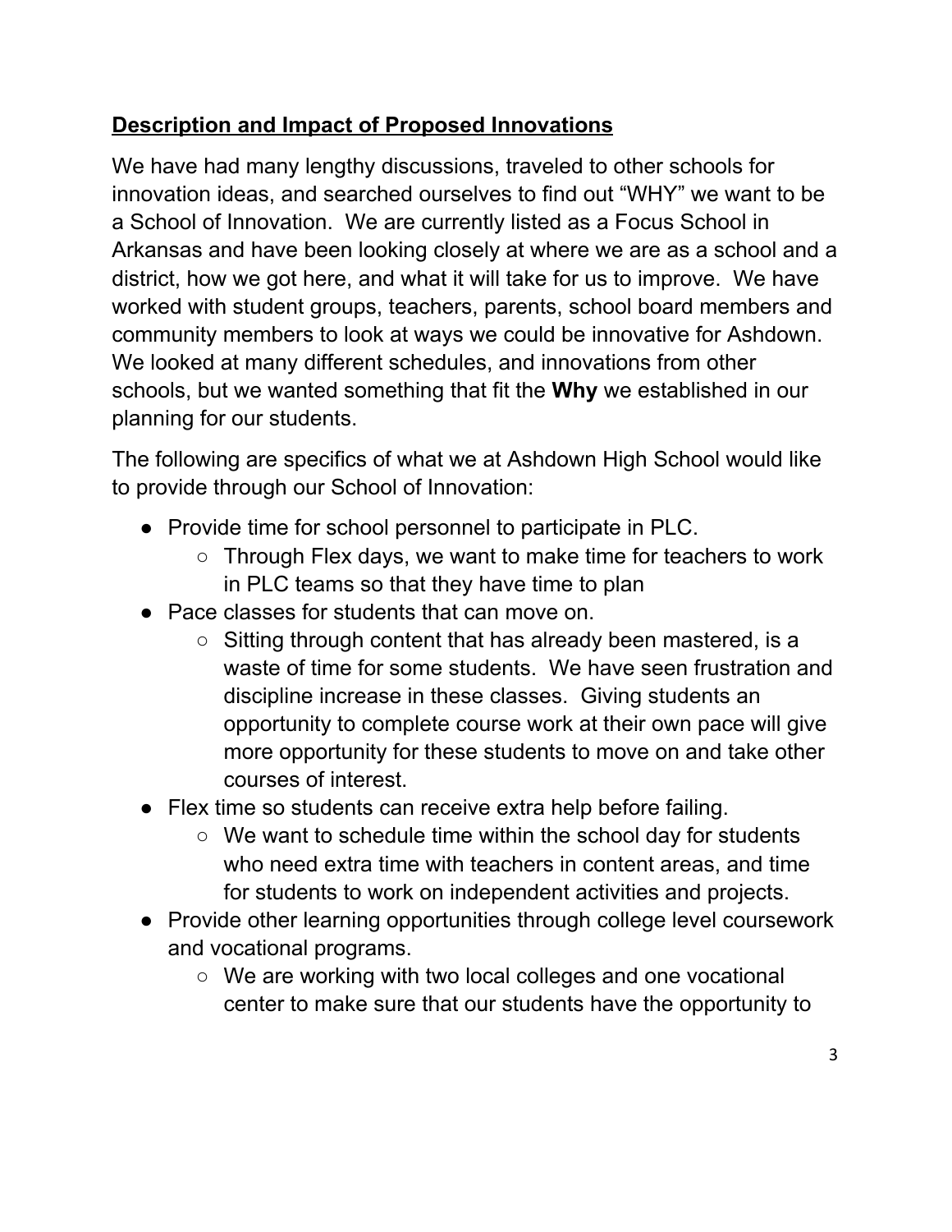## **Description and Impact of Proposed Innovations**

We have had many lengthy discussions, traveled to other schools for innovation ideas, and searched ourselves to find out "WHY" we want to be a School of Innovation. We are currently listed as a Focus School in Arkansas and have been looking closely at where we are as a school and a district, how we got here, and what it will take for us to improve. We have worked with student groups, teachers, parents, school board members and community members to look at ways we could be innovative for Ashdown. We looked at many different schedules, and innovations from other schools, but we wanted something that fit the **Why** we established in our planning for our students.

The following are specifics of what we at Ashdown High School would like to provide through our School of Innovation:

- Provide time for school personnel to participate in PLC.
    - Through Flex days, we want to make time for teachers to work in PLC teams so that they have time to plan
- Pace classes for students that can move on.
    - Sitting through content that has already been mastered, is a waste of time for some students. We have seen frustration and discipline increase in these classes. Giving students an opportunity to complete course work at their own pace will give more opportunity for these students to move on and take other courses of interest.
- Flex time so students can receive extra help before failing.
    - We want to schedule time within the school day for students who need extra time with teachers in content areas, and time for students to work on independent activities and projects.
- Provide other learning opportunities through college level coursework and vocational programs.
    - We are working with two local colleges and one vocational center to make sure that our students have the opportunity to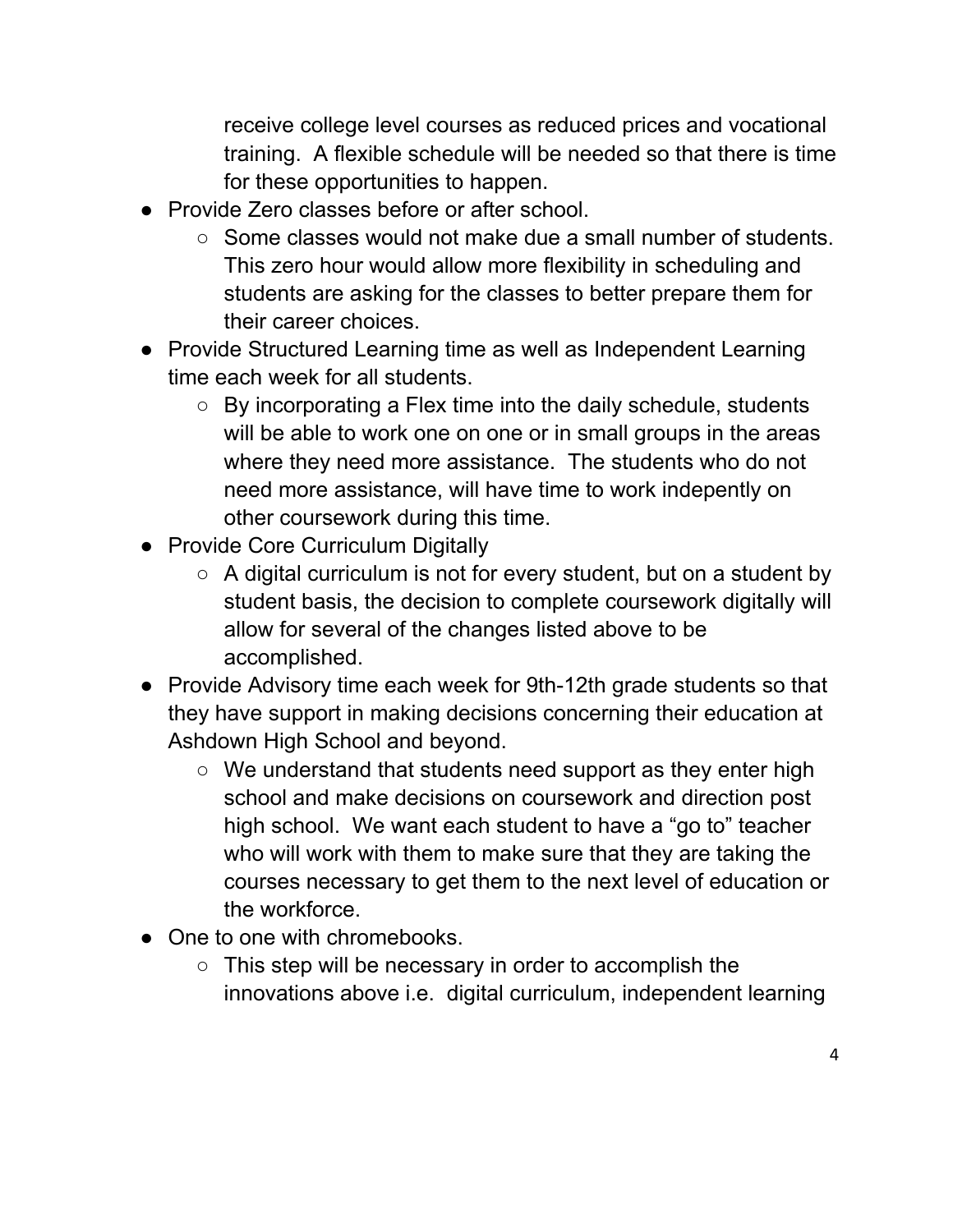receive college level courses as reduced prices and vocational training.  A flexible schedule will be needed so that there is time for these opportunities to happen.

- Provide Zero classes before or after school.
  - Some classes would not make due a small number of students. This zero hour would allow more flexibility in scheduling and students are asking for the classes to better prepare them for their career choices.
- Provide Structured Learning time as well as Independent Learning time each week for all students.
  - By incorporating a Flex time into the daily schedule, students will be able to work one on one or in small groups in the areas where they need more assistance.  The students who do not need more assistance, will have time to work indepently on other coursework during this time.
- Provide Core Curriculum Digitally
  - A digital curriculum is not for every student, but on a student by student basis, the decision to complete coursework digitally will allow for several of the changes listed above to be accomplished.
- Provide Advisory time each week for 9th-12th grade students so that they have support in making decisions concerning their education at Ashdown High School and beyond.
  - We understand that students need support as they enter high school and make decisions on coursework and direction post high school.  We want each student to have a “go to” teacher who will work with them to make sure that they are taking the courses necessary to get them to the next level of education or the workforce.
- One to one with chromebooks.
  - This step will be necessary in order to accomplish the innovations above i.e.  digital curriculum, independent learning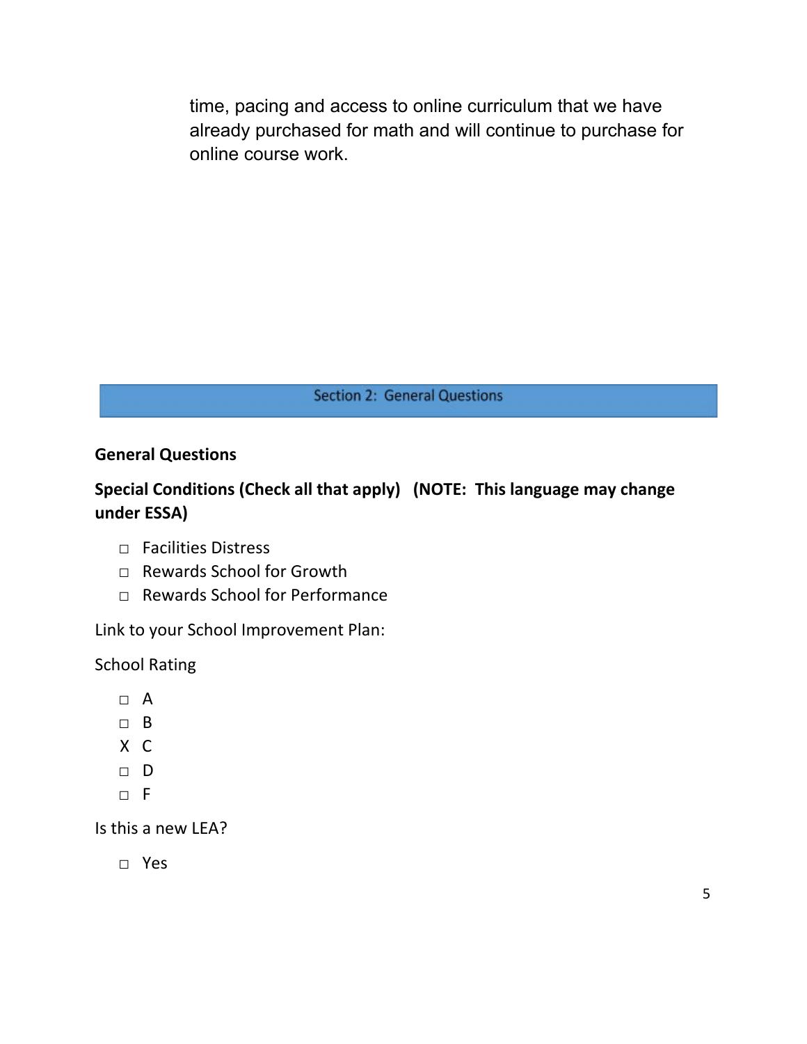time, pacing and access to online curriculum that we have already purchased for math and will continue to purchase for online course work.

## Section 2: General Questions

**General Questions**

**Special Conditions (Check all that apply) (NOTE: This language may change under ESSA)**

- ◻ Facilities Distress
- ◻ Rewards School for Growth
- ◻ Rewards School for Performance

Link to your School Improvement Plan:

School Rating

- ◻ A
- ◻ B
- X C
- ◻ D
- ◻ F

Is this a new LEA?

- ◻ Yes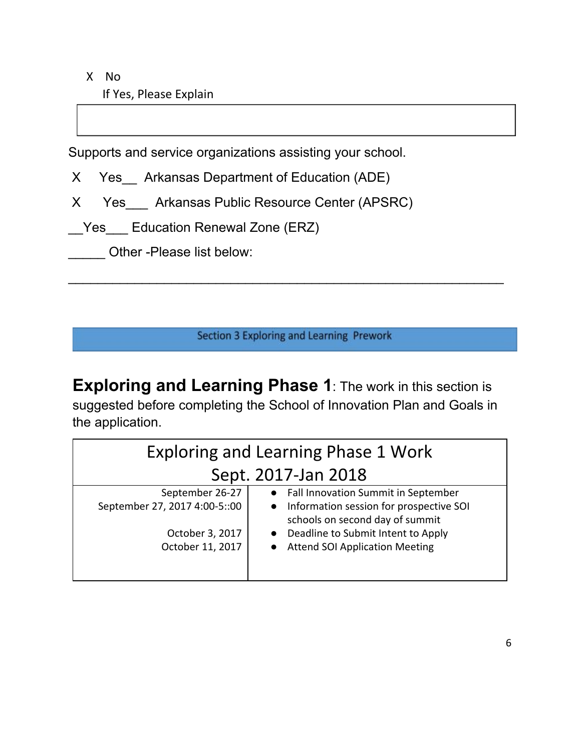X No

If Yes, Please Explain

| |
|---|
| |

Supports and service organizations assisting your school.

X Yes__ Arkansas Department of Education (ADE)

X Yes___ Arkansas Public Resource Center (APSRC)

__Yes___ Education Renewal Zone (ERZ)

_____ Other -Please list below:

_______________________________________________________________

## Section 3 Exploring and Learning Prework

**Exploring and Learning Phase 1**: The work in this section is suggested before completing the School of Innovation Plan and Goals in the application.

| Exploring and Learning Phase 1 Work Sept. 2017-Jan 2018 | |
|---|---|
| September 26-27<br>September 27, 2017 4:00-5::00<br><br>October 3, 2017<br>October 11, 2017 | • Fall Innovation Summit in September<br>• Information session for prospective SOI schools on second day of summit<br>• Deadline to Submit Intent to Apply<br>• Attend SOI Application Meeting |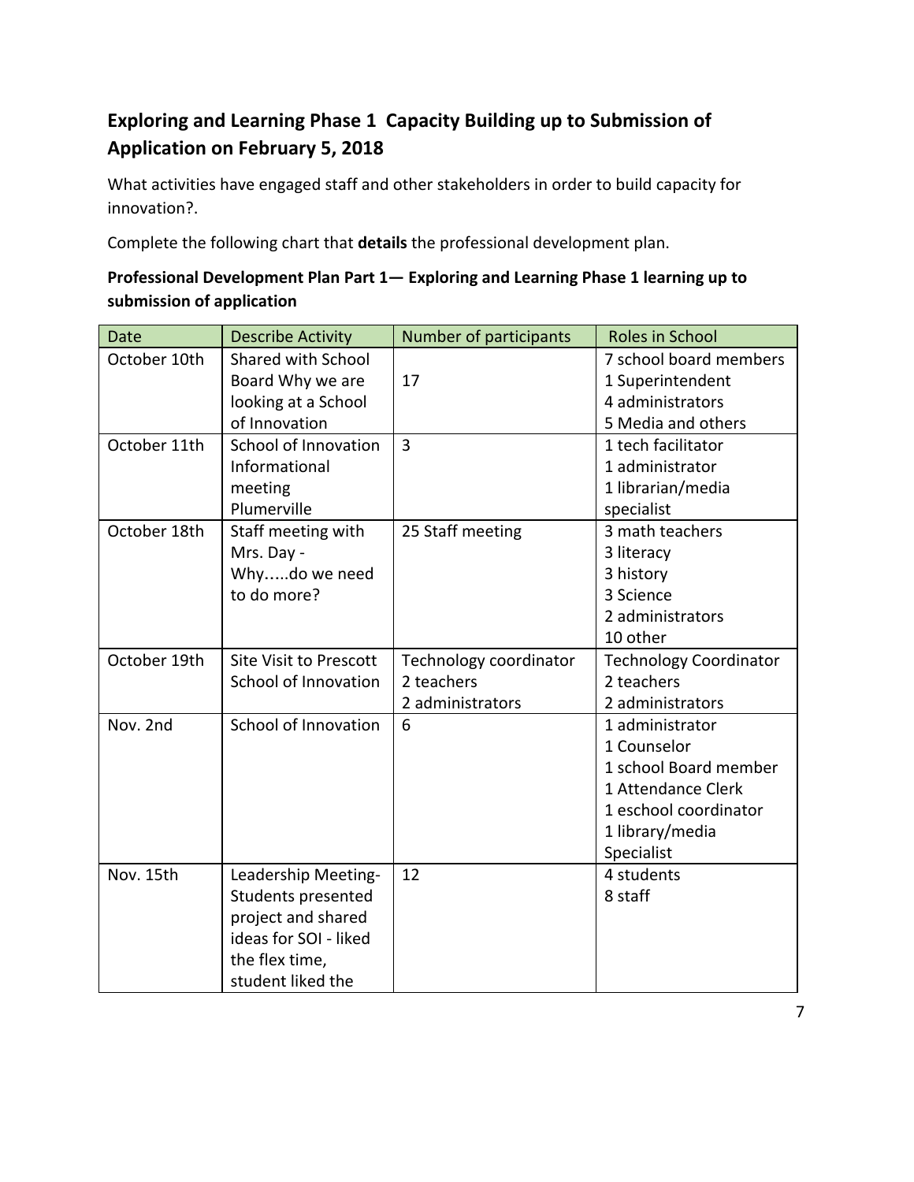## Exploring and Learning Phase 1 Capacity Building up to Submission of Application on February 5, 2018

What activities have engaged staff and other stakeholders in order to build capacity for innovation?.

Complete the following chart that **details** the professional development plan.

**Professional Development Plan Part 1— Exploring and Learning Phase 1 learning up to submission of application**

| Date | Describe Activity | Number of participants | Roles in School |
|---|---|---|---|
| October 10th | Shared with School Board Why we are looking at a School of Innovation | 17 | 7 school board members<br>1 Superintendent<br>4 administrators<br>5 Media and others |
| October 11th | School of Innovation Informational meeting Plumerville | 3 | 1 tech facilitator<br>1 administrator<br>1 librarian/media specialist |
| October 18th | Staff meeting with Mrs. Day - Why…..do we need to do more? | 25 Staff meeting | 3 math teachers<br>3 literacy<br>3 history<br>3 Science<br>2 administrators<br>10 other |
| October 19th | Site Visit to Prescott School of Innovation | Technology coordinator<br>2 teachers<br>2 administrators | Technology Coordinator<br>2 teachers<br>2 administrators |
| Nov. 2nd | School of Innovation | 6 | 1 administrator<br>1 Counselor<br>1 school Board member<br>1 Attendance Clerk<br>1 eschool coordinator<br>1 library/media Specialist |
| Nov. 15th | Leadership Meeting- Students presented project and shared ideas for SOI - liked the flex time, student liked the | 12 | 4 students<br>8 staff |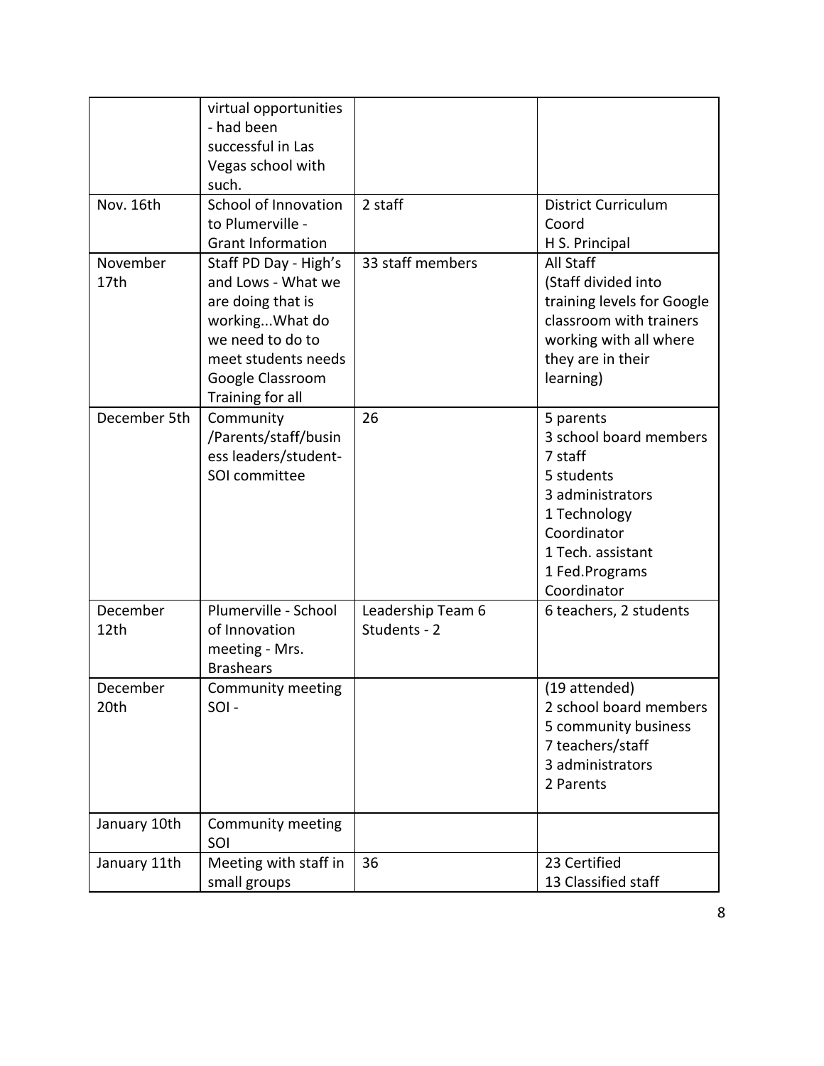| | | | |
|---|---|---|---|
| | virtual opportunities - had been successful in Las Vegas school with such. | | |
| Nov. 16th | School of Innovation to Plumerville - Grant Information | 2 staff | District Curriculum Coord<br>H S. Principal |
| November 17th | Staff PD Day - High's and Lows - What we are doing that is working...What do we need to do to meet students needs Google Classroom Training for all | 33 staff members | All Staff<br>(Staff divided into training levels for Google classroom with trainers working with all where they are in their learning) |
| December 5th | Community /Parents/staff/business leaders/student-SOI committee | 26 | 5 parents<br>3 school board members<br>7 staff<br>5 students<br>3 administrators<br>1 Technology Coordinator<br>1 Tech. assistant<br>1 Fed.Programs Coordinator |
| December 12th | Plumerville - School of Innovation meeting - Mrs. Brashears | Leadership Team 6<br>Students - 2 | 6 teachers, 2 students |
| December 20th | Community meeting SOI - | | (19 attended)<br>2 school board members<br>5 community business<br>7 teachers/staff<br>3 administrators<br>2 Parents |
| January 10th | Community meeting SOI | | |
| January 11th | Meeting with staff in small groups | 36 | 23 Certified<br>13 Classified staff |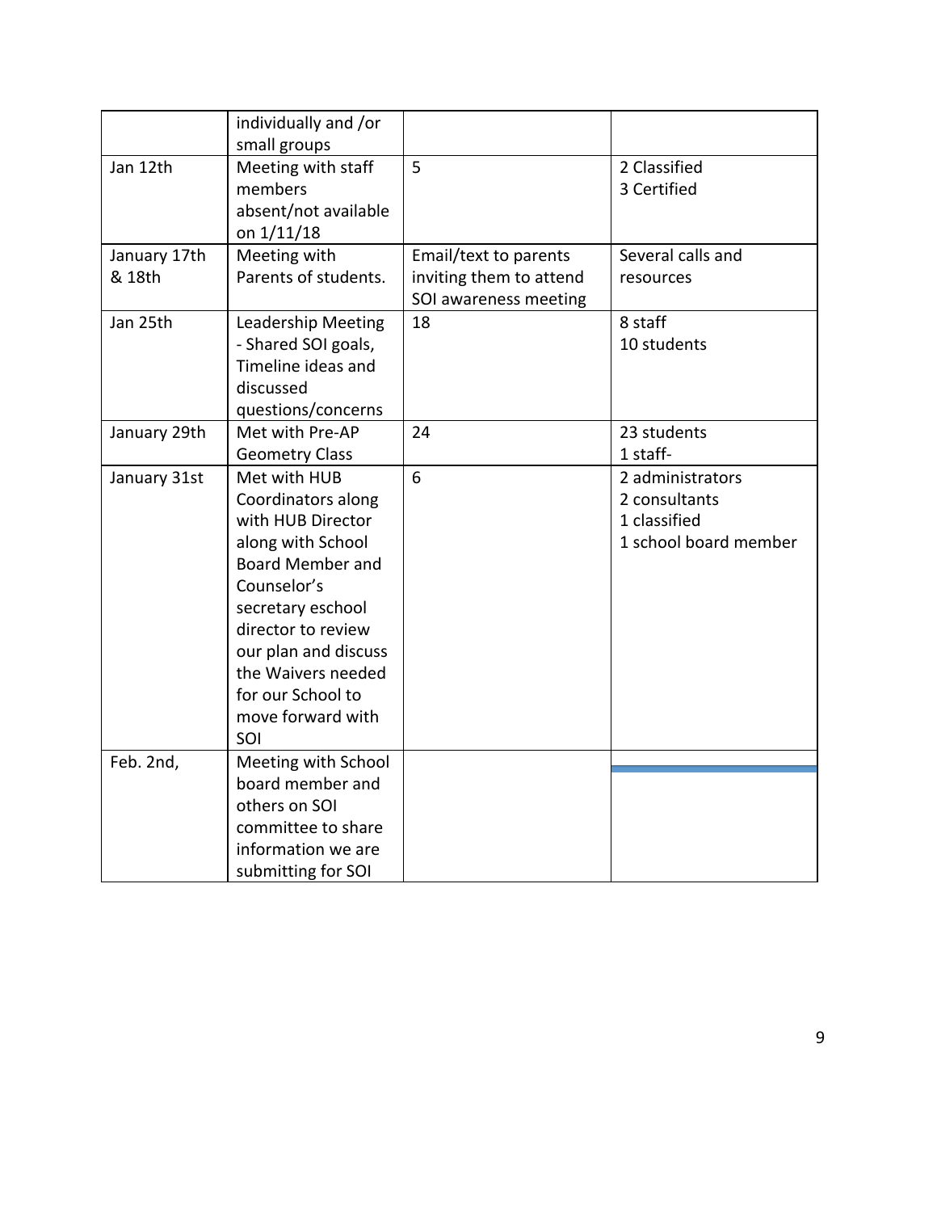|  |  |  |  |
|---|---|---|---|
|  | individually and /or small groups |  |  |
| Jan 12th | Meeting with staff members absent/not available on 1/11/18 | 5 | 2 Classified<br>3 Certified |
| January 17th & 18th | Meeting with Parents of students. | Email/text to parents inviting them to attend SOI awareness meeting | Several calls and resources |
| Jan 25th | Leadership Meeting - Shared SOI goals, Timeline ideas and discussed questions/concerns | 18 | 8 staff<br>10 students |
| January 29th | Met with Pre-AP Geometry Class | 24 | 23 students<br>1 staff- |
| January 31st | Met with HUB Coordinators along with HUB Director along with School Board Member and Counselor's secretary eschool director to review our plan and discuss the Waivers needed for our School to move forward with SOI | 6 | 2 administrators<br>2 consultants<br>1 classified<br>1 school board member |
| Feb. 2nd, | Meeting with School board member and others on SOI committee to share information we are submitting for SOI |  |  |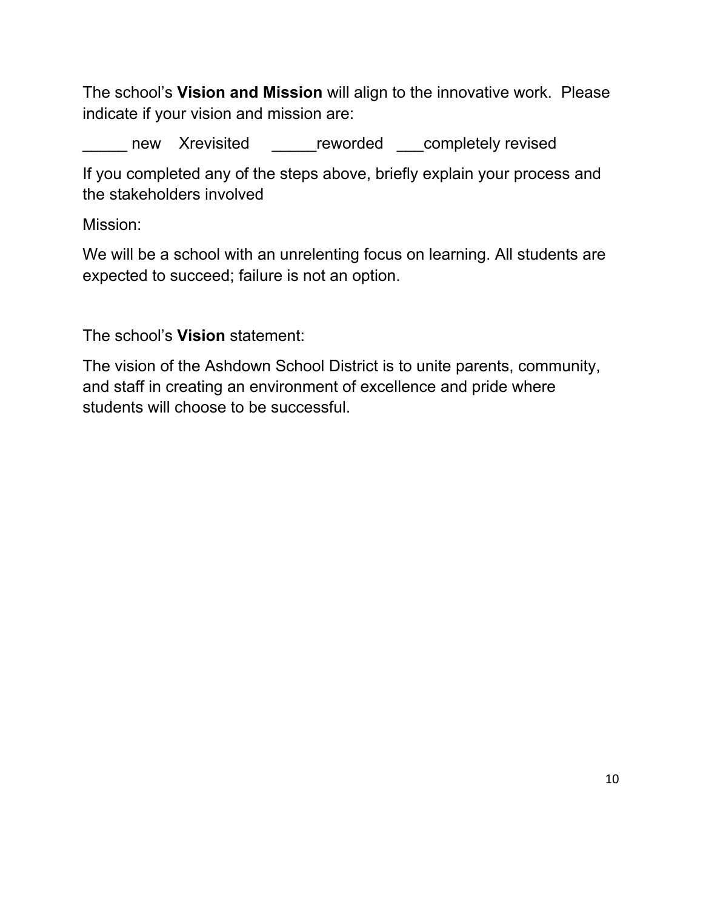The school's **Vision and Mission** will align to the innovative work. Please indicate if your vision and mission are:

_____ new Xrevisited _____reworded ___completely revised

If you completed any of the steps above, briefly explain your process and the stakeholders involved

Mission:

We will be a school with an unrelenting focus on learning. All students are expected to succeed; failure is not an option.

The school's **Vision** statement:

The vision of the Ashdown School District is to unite parents, community, and staff in creating an environment of excellence and pride where students will choose to be successful.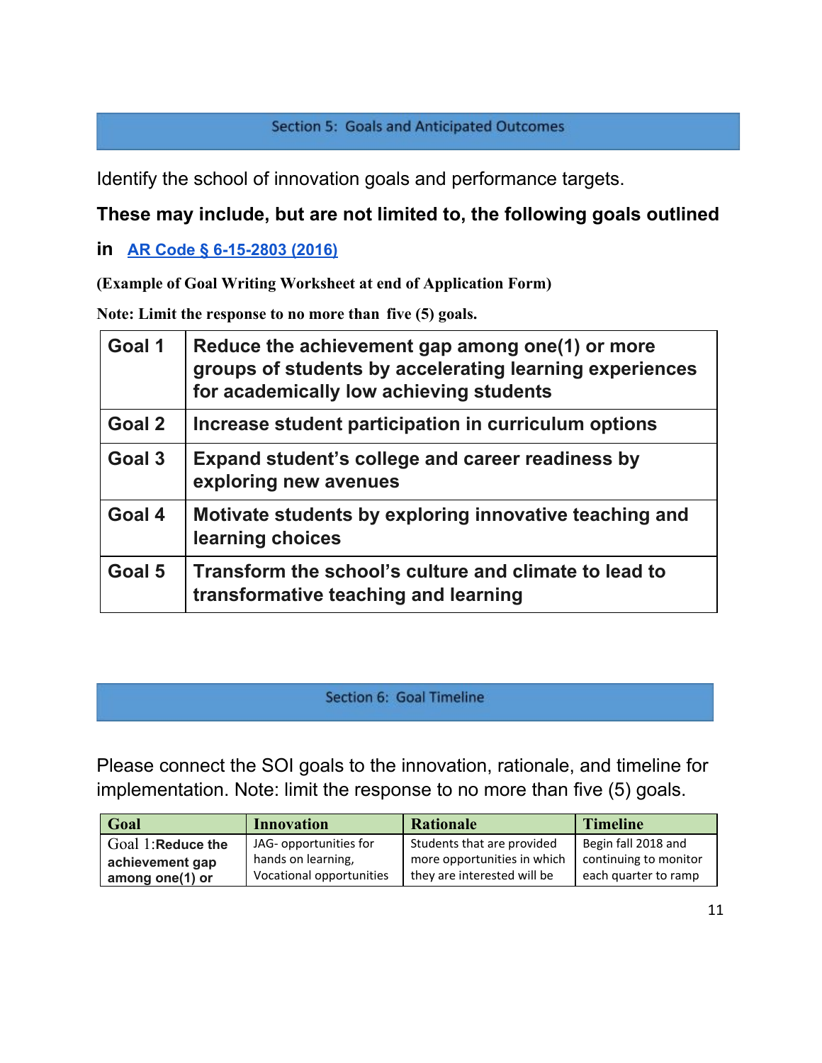## Section 5: Goals and Anticipated Outcomes

Identify the school of innovation goals and performance targets.

**These may include, but are not limited to, the following goals outlined in [AR Code § 6-15-2803 (2016)]**

**(Example of Goal Writing Worksheet at end of Application Form)**

**Note: Limit the response to no more than five (5) goals.**

| | |
|---|---|
| **Goal 1** | **Reduce the achievement gap among one(1) or more groups of students by accelerating learning experiences for academically low achieving students** |
| **Goal 2** | **Increase student participation in curriculum options** |
| **Goal 3** | **Expand student's college and career readiness by exploring new avenues** |
| **Goal 4** | **Motivate students by exploring innovative teaching and learning choices** |
| **Goal 5** | **Transform the school's culture and climate to lead to transformative teaching and learning** |

## Section 6: Goal Timeline

Please connect the SOI goals to the innovation, rationale, and timeline for implementation. Note: limit the response to no more than five (5) goals.

| Goal | Innovation | Rationale | Timeline |
|---|---|---|---|
| Goal 1:**Reduce the achievement gap among one(1) or** | JAG- opportunities for hands on learning, Vocational opportunities | Students that are provided more opportunities in which they are interested will be | Begin fall 2018 and continuing to monitor each quarter to ramp |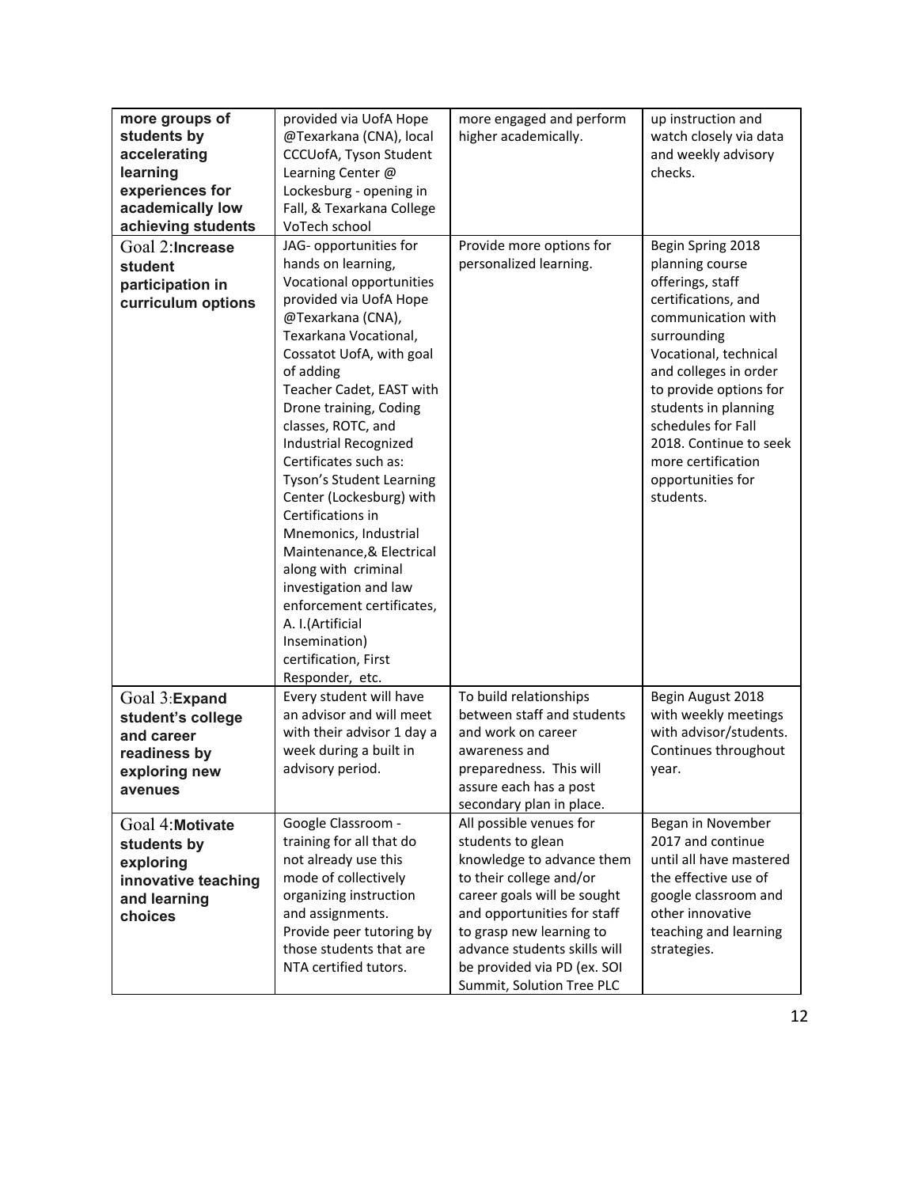| **more groups of students by accelerating learning experiences for academically low achieving students** | provided via UofA Hope @Texarkana (CNA), local CCCUofA, Tyson Student Learning Center @ Lockesburg - opening in Fall, & Texarkana College VoTech school | more engaged and perform higher academically. | up instruction and watch closely via data and weekly advisory checks. |
|---|---|---|---|
| Goal 2:**Increase student participation in curriculum options** | JAG- opportunities for hands on learning, Vocational opportunities provided via UofA Hope @Texarkana (CNA), Texarkana Vocational, Cossatot UofA, with goal of adding Teacher Cadet, EAST with Drone training, Coding classes, ROTC, and Industrial Recognized Certificates such as: Tyson's Student Learning Center (Lockesburg) with Certifications in Mnemonics, Industrial Maintenance,& Electrical along with criminal investigation and law enforcement certificates, A. I.(Artificial Insemination) certification, First Responder, etc. | Provide more options for personalized learning. | Begin Spring 2018 planning course offerings, staff certifications, and communication with surrounding Vocational, technical and colleges in order to provide options for students in planning schedules for Fall 2018. Continue to seek more certification opportunities for students. |
| Goal 3:**Expand student's college and career readiness by exploring new avenues** | Every student will have an advisor and will meet with their advisor 1 day a week during a built in advisory period. | To build relationships between staff and students and work on career awareness and preparedness. This will assure each has a post secondary plan in place. | Begin August 2018 with weekly meetings with advisor/students. Continues throughout year. |
| Goal 4:**Motivate students by exploring innovative teaching and learning choices** | Google Classroom - training for all that do not already use this mode of collectively organizing instruction and assignments. Provide peer tutoring by those students that are NTA certified tutors. | All possible venues for students to glean knowledge to advance them to their college and/or career goals will be sought and opportunities for staff to grasp new learning to advance students skills will be provided via PD (ex. SOI Summit, Solution Tree PLC | Began in November 2017 and continue until all have mastered the effective use of google classroom and other innovative teaching and learning strategies. |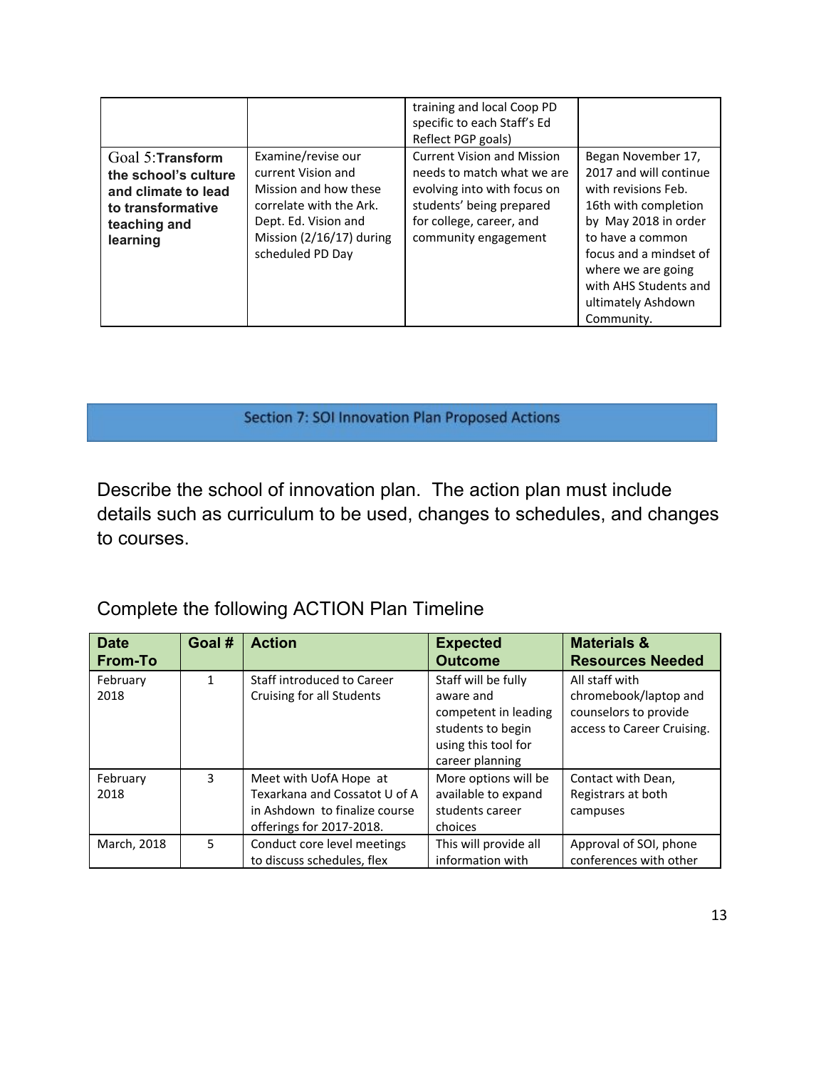|  |  | training and local Coop PD specific to each Staff's Ed Reflect PGP goals) |  |
|---|---|---|---|
| Goal 5:**Transform the school's culture and climate to lead to transformative teaching and learning** | Examine/revise our current Vision and Mission and how these correlate with the Ark. Dept. Ed. Vision and Mission (2/16/17) during scheduled PD Day | Current Vision and Mission needs to match what we are evolving into with focus on students' being prepared for college, career, and community engagement | Began November 17, 2017 and will continue with revisions Feb. 16th with completion by May 2018 in order to have a common focus and a mindset of where we are going with AHS Students and ultimately Ashdown Community. |

## Section 7: SOI Innovation Plan Proposed Actions

Describe the school of innovation plan. The action plan must include details such as curriculum to be used, changes to schedules, and changes to courses.

Complete the following ACTION Plan Timeline

| Date From-To | Goal # | Action | Expected Outcome | Materials & Resources Needed |
|---|---|---|---|---|
| February 2018 | 1 | Staff introduced to Career Cruising for all Students | Staff will be fully aware and competent in leading students to begin using this tool for career planning | All staff with chromebook/laptop and counselors to provide access to Career Cruising. |
| February 2018 | 3 | Meet with UofA Hope at Texarkana and Cossatot U of A in Ashdown to finalize course offerings for 2017-2018. | More options will be available to expand students career choices | Contact with Dean, Registrars at both campuses |
| March, 2018 | 5 | Conduct core level meetings to discuss schedules, flex | This will provide all information with | Approval of SOI, phone conferences with other |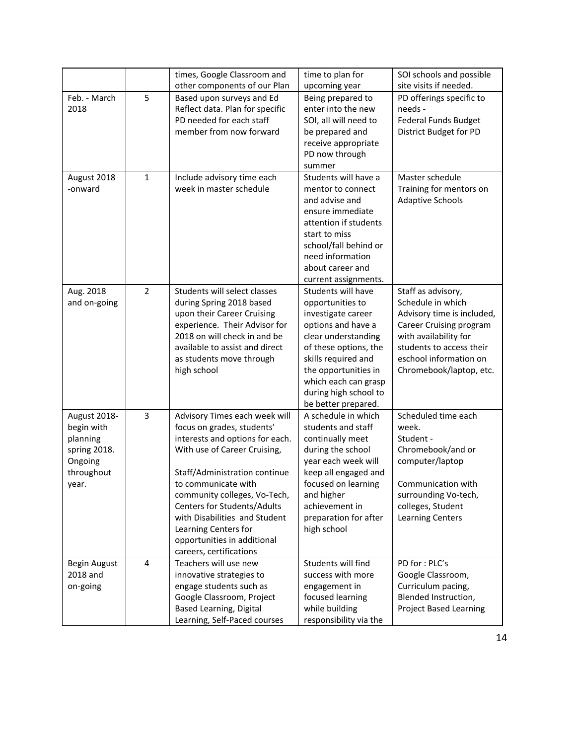| | | | | |
|---|---|---|---|---|
| | | times, Google Classroom and other components of our Plan | time to plan for upcoming year | SOI schools and possible site visits if needed. |
| Feb. - March 2018 | 5 | Based upon surveys and Ed Reflect data. Plan for specific PD needed for each staff member from now forward | Being prepared to enter into the new SOI, all will need to be prepared and receive appropriate PD now through summer | PD offerings specific to needs - Federal Funds Budget District Budget for PD |
| August 2018 -onward | 1 | Include advisory time each week in master schedule | Students will have a mentor to connect and advise and ensure immediate attention if students start to miss school/fall behind or need information about career and current assignments. | Master schedule Training for mentors on Adaptive Schools |
| Aug. 2018 and on-going | 2 | Students will select classes during Spring 2018 based upon their Career Cruising experience. Their Advisor for 2018 on will check in and be available to assist and direct as students move through high school | Students will have opportunities to investigate career options and have a clear understanding of these options, the skills required and the opportunities in which each can grasp during high school to be better prepared. | Staff as advisory, Schedule in which Advisory time is included, Career Cruising program with availability for students to access their eschool information on Chromebook/laptop, etc. |
| August 2018-begin with planning spring 2018. Ongoing throughout year. | 3 | Advisory Times each week will focus on grades, students' interests and options for each. With use of Career Cruising,<br><br>Staff/Administration continue to communicate with community colleges, Vo-Tech, Centers for Students/Adults with Disabilities and Student Learning Centers for opportunities in additional careers, certifications | A schedule in which students and staff continually meet during the school year each week will keep all engaged and focused on learning and higher achievement in preparation for after high school | Scheduled time each week.<br>Student - Chromebook/and or computer/laptop<br><br>Communication with surrounding Vo-tech, colleges, Student Learning Centers |
| Begin August 2018 and on-going | 4 | Teachers will use new innovative strategies to engage students such as Google Classroom, Project Based Learning, Digital Learning, Self-Paced courses | Students will find success with more engagement in focused learning while building responsibility via the | PD for : PLC's Google Classroom, Curriculum pacing, Blended Instruction, Project Based Learning |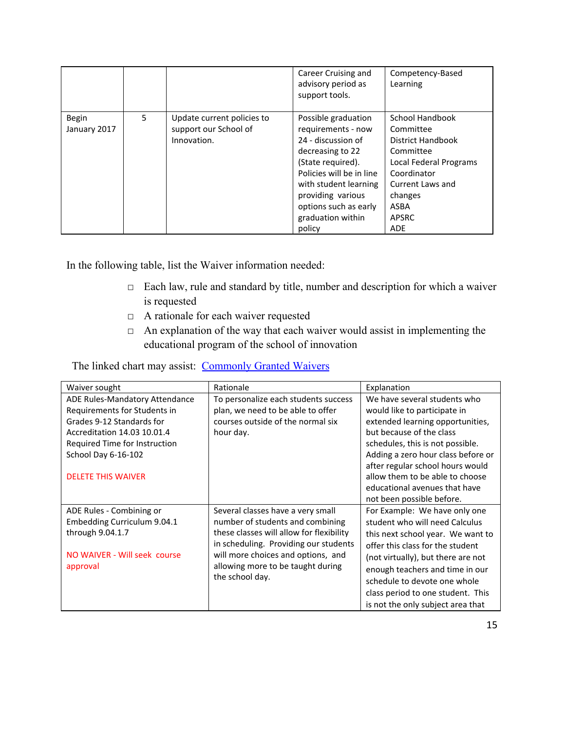| | | | Career Cruising and advisory period as support tools. | Competency-Based Learning |
|---|---|---|---|---|
| Begin January 2017 | 5 | Update current policies to support our School of Innovation. | Possible graduation requirements - now 24 - discussion of decreasing to 22 (State required). Policies will be in line with student learning providing various options such as early graduation within policy | School Handbook Committee<br>District Handbook Committee<br>Local Federal Programs Coordinator<br>Current Laws and changes<br>ASBA<br>APSRC<br>ADE |

In the following table, list the Waiver information needed:

- Each law, rule and standard by title, number and description for which a waiver is requested
- A rationale for each waiver requested
- An explanation of the way that each waiver would assist in implementing the educational program of the school of innovation

The linked chart may assist: [Commonly Granted Waivers]

| Waiver sought | Rationale | Explanation |
|---|---|---|
| ADE Rules-Mandatory Attendance Requirements for Students in Grades 9-12 Standards for Accreditation 14.03 10.01.4 Required Time for Instruction School Day 6-16-102<br><br>DELETE THIS WAIVER | To personalize each students success plan, we need to be able to offer courses outside of the normal six hour day. | We have several students who would like to participate in extended learning opportunities, but because of the class schedules, this is not possible. Adding a zero hour class before or after regular school hours would allow them to be able to choose educational avenues that have not been possible before. |
| ADE Rules - Combining or Embedding Curriculum 9.04.1 through 9.04.1.7<br><br>NO WAIVER - Will seek course approval | Several classes have a very small number of students and combining these classes will allow for flexibility in scheduling. Providing our students will more choices and options, and allowing more to be taught during the school day. | For Example: We have only one student who will need Calculus this next school year. We want to offer this class for the student (not virtually), but there are not enough teachers and time in our schedule to devote one whole class period to one student. This is not the only subject area that |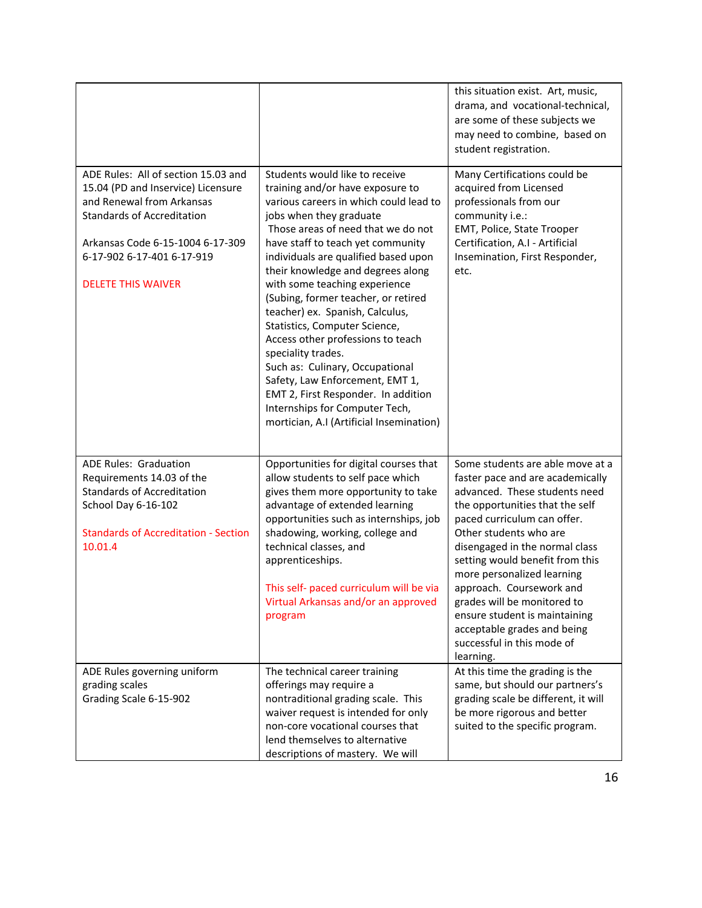| | | |
|---|---|---|
| | | this situation exist. Art, music, drama, and vocational-technical, are some of these subjects we may need to combine, based on student registration. |
| ADE Rules: All of section 15.03 and 15.04 (PD and Inservice) Licensure and Renewal from Arkansas Standards of Accreditation<br><br>Arkansas Code 6-15-1004 6-17-309 6-17-902 6-17-401 6-17-919<br><br>DELETE THIS WAIVER | Students would like to receive training and/or have exposure to various careers in which could lead to jobs when they graduate<br>Those areas of need that we do not have staff to teach yet community individuals are qualified based upon their knowledge and degrees along with some teaching experience (Subing, former teacher, or retired teacher) ex. Spanish, Calculus, Statistics, Computer Science,<br>Access other professions to teach speciality trades.<br>Such as: Culinary, Occupational Safety, Law Enforcement, EMT 1, EMT 2, First Responder. In addition Internships for Computer Tech, mortician, A.I (Artificial Insemination) | Many Certifications could be acquired from Licensed professionals from our community i.e.:<br>EMT, Police, State Trooper Certification, A.I - Artificial Insemination, First Responder, etc. |
| ADE Rules: Graduation Requirements 14.03 of the Standards of Accreditation<br>School Day 6-16-102<br><br>Standards of Accreditation - Section 10.01.4 | Opportunities for digital courses that allow students to self pace which gives them more opportunity to take advantage of extended learning opportunities such as internships, job shadowing, working, college and technical classes, and apprenticeships.<br><br>This self- paced curriculum will be via Virtual Arkansas and/or an approved program | Some students are able move at a faster pace and are academically advanced. These students need the opportunities that the self paced curriculum can offer. Other students who are disengaged in the normal class setting would benefit from this more personalized learning approach. Coursework and grades will be monitored to ensure student is maintaining acceptable grades and being successful in this mode of learning. |
| ADE Rules governing uniform grading scales<br>Grading Scale 6-15-902 | The technical career training offerings may require a nontraditional grading scale. This waiver request is intended for only non-core vocational courses that lend themselves to alternative descriptions of mastery. We will | At this time the grading is the same, but should our partners's grading scale be different, it will be more rigorous and better suited to the specific program. |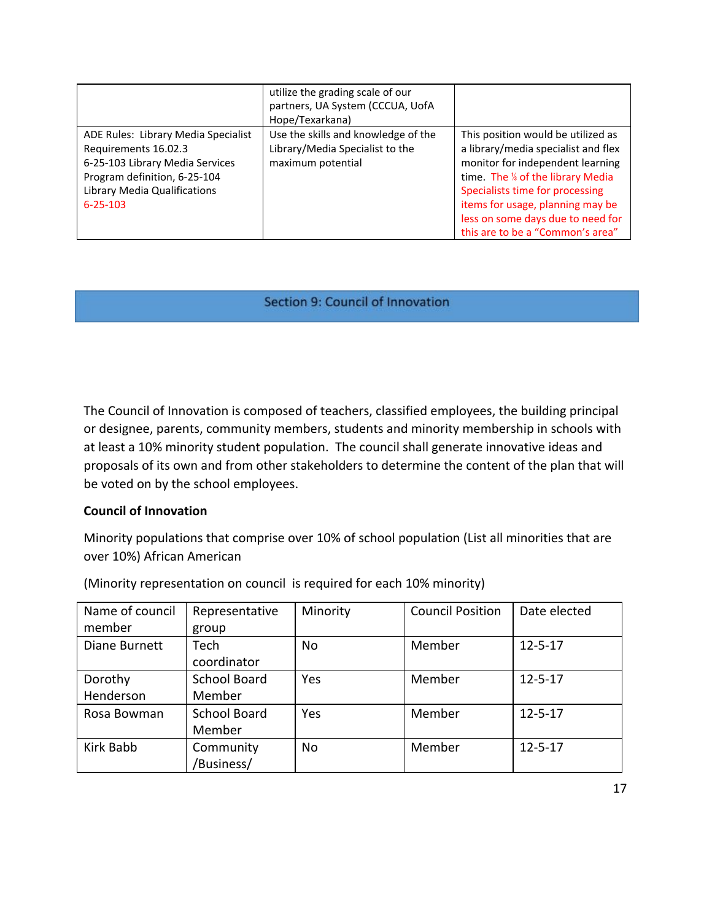| | utilize the grading scale of our partners, UA System (CCCUA, UofA Hope/Texarkana) | |
|---|---|---|
| ADE Rules: Library Media Specialist Requirements 16.02.3<br>6-25-103 Library Media Services Program definition, 6-25-104<br>Library Media Qualifications<br>6-25-103 | Use the skills and knowledge of the Library/Media Specialist to the maximum potential | This position would be utilized as a library/media specialist and flex monitor for independent learning time. The ⅓ of the library Media Specialists time for processing items for usage, planning may be less on some days due to need for this are to be a "Common's area" |

## Section 9: Council of Innovation

The Council of Innovation is composed of teachers, classified employees, the building principal or designee, parents, community members, students and minority membership in schools with at least a 10% minority student population. The council shall generate innovative ideas and proposals of its own and from other stakeholders to determine the content of the plan that will be voted on by the school employees.

**Council of Innovation**

Minority populations that comprise over 10% of school population (List all minorities that are over 10%) African American

(Minority representation on council is required for each 10% minority)

| Name of council member | Representative group | Minority | Council Position | Date elected |
|---|---|---|---|---|
| Diane Burnett | Tech coordinator | No | Member | 12-5-17 |
| Dorothy Henderson | School Board Member | Yes | Member | 12-5-17 |
| Rosa Bowman | School Board Member | Yes | Member | 12-5-17 |
| Kirk Babb | Community /Business/ | No | Member | 12-5-17 |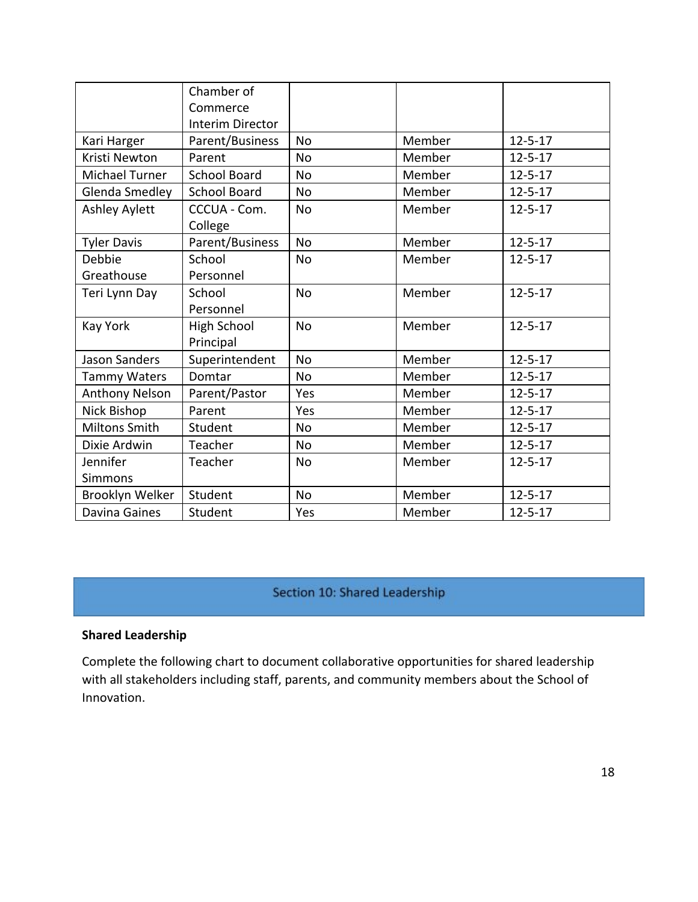| | | | | |
|---|---|---|---|---|
| | Chamber of Commerce Interim Director | | | |
| Kari Harger | Parent/Business | No | Member | 12-5-17 |
| Kristi Newton | Parent | No | Member | 12-5-17 |
| Michael Turner | School Board | No | Member | 12-5-17 |
| Glenda Smedley | School Board | No | Member | 12-5-17 |
| Ashley Aylett | CCCUA - Com. College | No | Member | 12-5-17 |
| Tyler Davis | Parent/Business | No | Member | 12-5-17 |
| Debbie Greathouse | School Personnel | No | Member | 12-5-17 |
| Teri Lynn Day | School Personnel | No | Member | 12-5-17 |
| Kay York | High School Principal | No | Member | 12-5-17 |
| Jason Sanders | Superintendent | No | Member | 12-5-17 |
| Tammy Waters | Domtar | No | Member | 12-5-17 |
| Anthony Nelson | Parent/Pastor | Yes | Member | 12-5-17 |
| Nick Bishop | Parent | Yes | Member | 12-5-17 |
| Miltons Smith | Student | No | Member | 12-5-17 |
| Dixie Ardwin | Teacher | No | Member | 12-5-17 |
| Jennifer Simmons | Teacher | No | Member | 12-5-17 |
| Brooklyn Welker | Student | No | Member | 12-5-17 |
| Davina Gaines | Student | Yes | Member | 12-5-17 |

## Section 10: Shared Leadership

**Shared Leadership**

Complete the following chart to document collaborative opportunities for shared leadership with all stakeholders including staff, parents, and community members about the School of Innovation.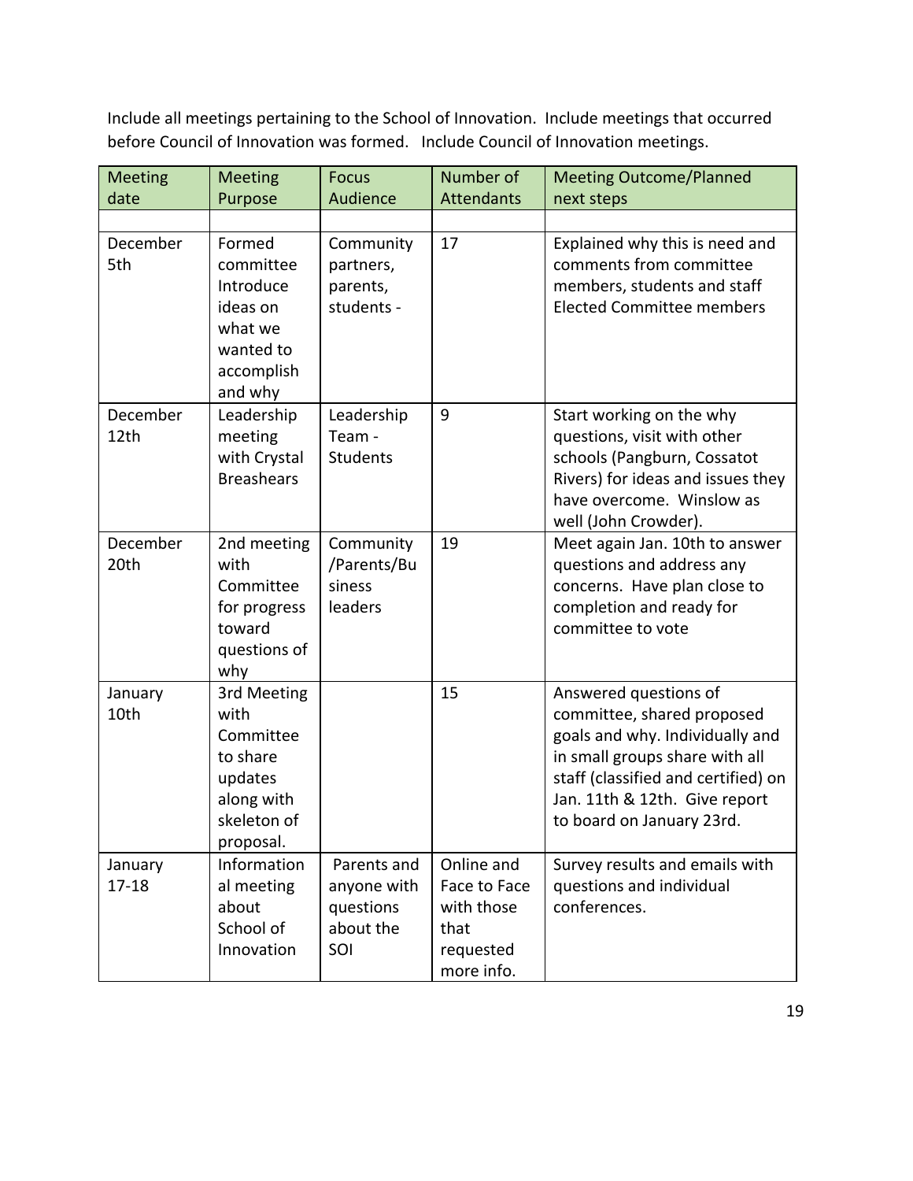Include all meetings pertaining to the School of Innovation. Include meetings that occurred before Council of Innovation was formed. Include Council of Innovation meetings.

| Meeting date | Meeting Purpose | Focus Audience | Number of Attendants | Meeting Outcome/Planned next steps |
|---|---|---|---|---|
| | | | | |
| December 5th | Formed committee Introduce ideas on what we wanted to accomplish and why | Community partners, parents, students - | 17 | Explained why this is need and comments from committee members, students and staff Elected Committee members |
| December 12th | Leadership meeting with Crystal Breashears | Leadership Team - Students | 9 | Start working on the why questions, visit with other schools (Pangburn, Cossatot Rivers) for ideas and issues they have overcome. Winslow as well (John Crowder). |
| December 20th | 2nd meeting with Committee for progress toward questions of why | Community /Parents/Business leaders | 19 | Meet again Jan. 10th to answer questions and address any concerns. Have plan close to completion and ready for committee to vote |
| January 10th | 3rd Meeting with Committee to share updates along with skeleton of proposal. | | 15 | Answered questions of committee, shared proposed goals and why. Individually and in small groups share with all staff (classified and certified) on Jan. 11th & 12th. Give report to board on January 23rd. |
| January 17-18 | Informational meeting about School of Innovation | Parents and anyone with questions about the SOI | Online and Face to Face with those that requested more info. | Survey results and emails with questions and individual conferences. |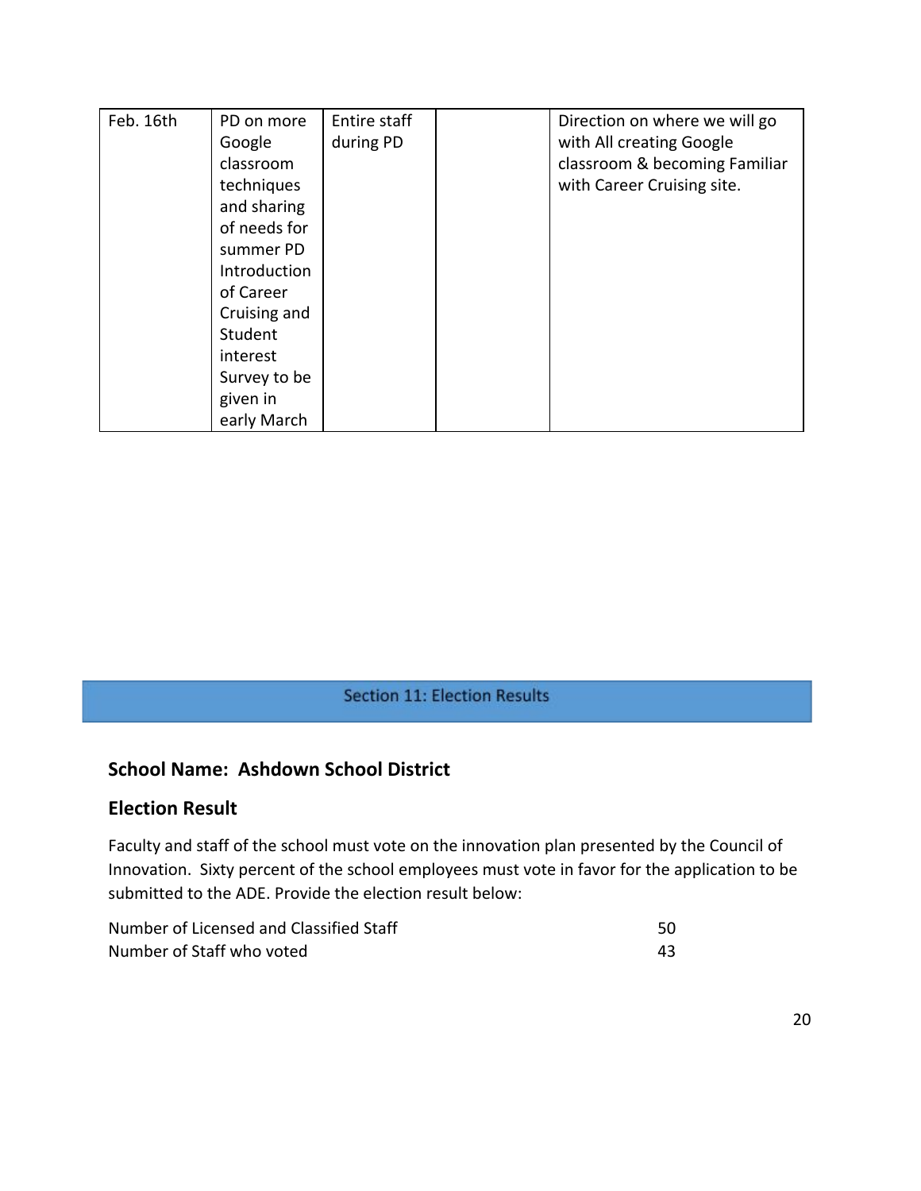| Feb. 16th | PD on more Google classroom techniques and sharing of needs for summer PD Introduction of Career Cruising and Student interest Survey to be given in early March | Entire staff during PD | | Direction on where we will go with All creating Google classroom & becoming Familiar with Career Cruising site. |
|---|---|---|---|---|

## Section 11: Election Results

### School Name: Ashdown School District

### Election Result

Faculty and staff of the school must vote on the innovation plan presented by the Council of Innovation. Sixty percent of the school employees must vote in favor for the application to be submitted to the ADE. Provide the election result below:

| | |
|---|---|
| Number of Licensed and Classified Staff | 50 |
| Number of Staff who voted | 43 |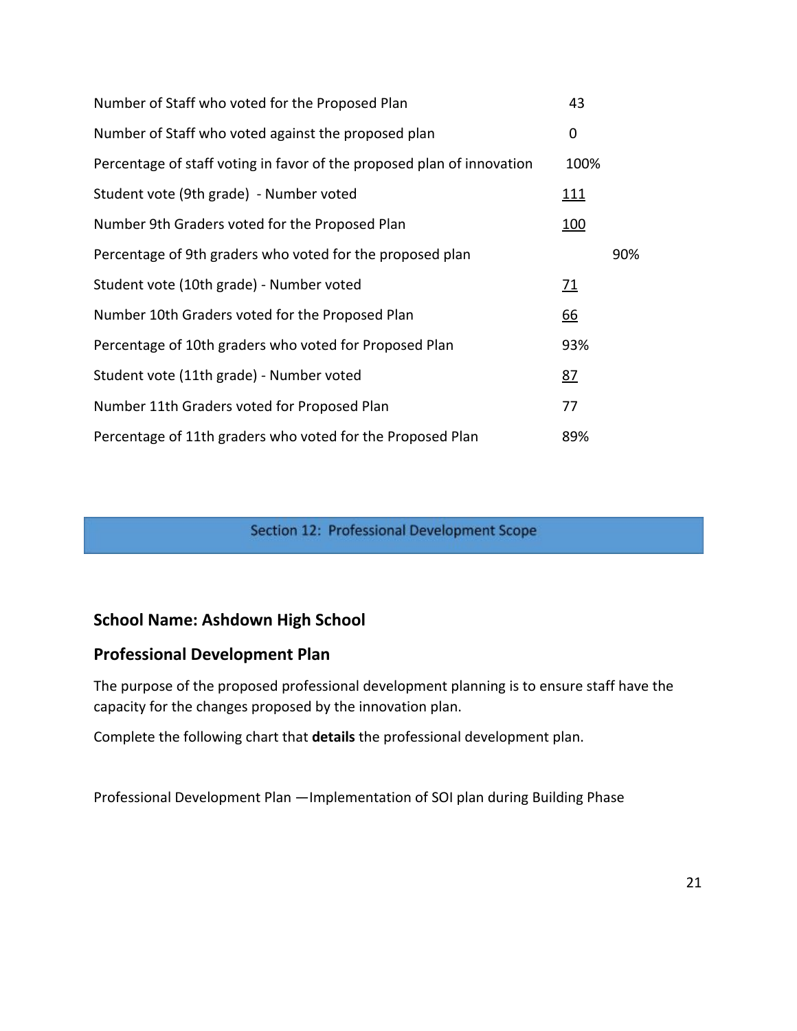| | |
|---|---|
| Number of Staff who voted for the Proposed Plan | 43 |
| Number of Staff who voted against the proposed plan | 0 |
| Percentage of staff voting in favor of the proposed plan of innovation | 100% |
| Student vote (9th grade) - Number voted | 111 |
| Number 9th Graders voted for the Proposed Plan | 100 |
| Percentage of 9th graders who voted for the proposed plan | 90% |
| Student vote (10th grade) - Number voted | 71 |
| Number 10th Graders voted for the Proposed Plan | 66 |
| Percentage of 10th graders who voted for Proposed Plan | 93% |
| Student vote (11th grade) - Number voted | 87 |
| Number 11th Graders voted for Proposed Plan | 77 |
| Percentage of 11th graders who voted for the Proposed Plan | 89% |

## Section 12: Professional Development Scope

### School Name: Ashdown High School

### Professional Development Plan

The purpose of the proposed professional development planning is to ensure staff have the capacity for the changes proposed by the innovation plan.

Complete the following chart that **details** the professional development plan.

Professional Development Plan —Implementation of SOI plan during Building Phase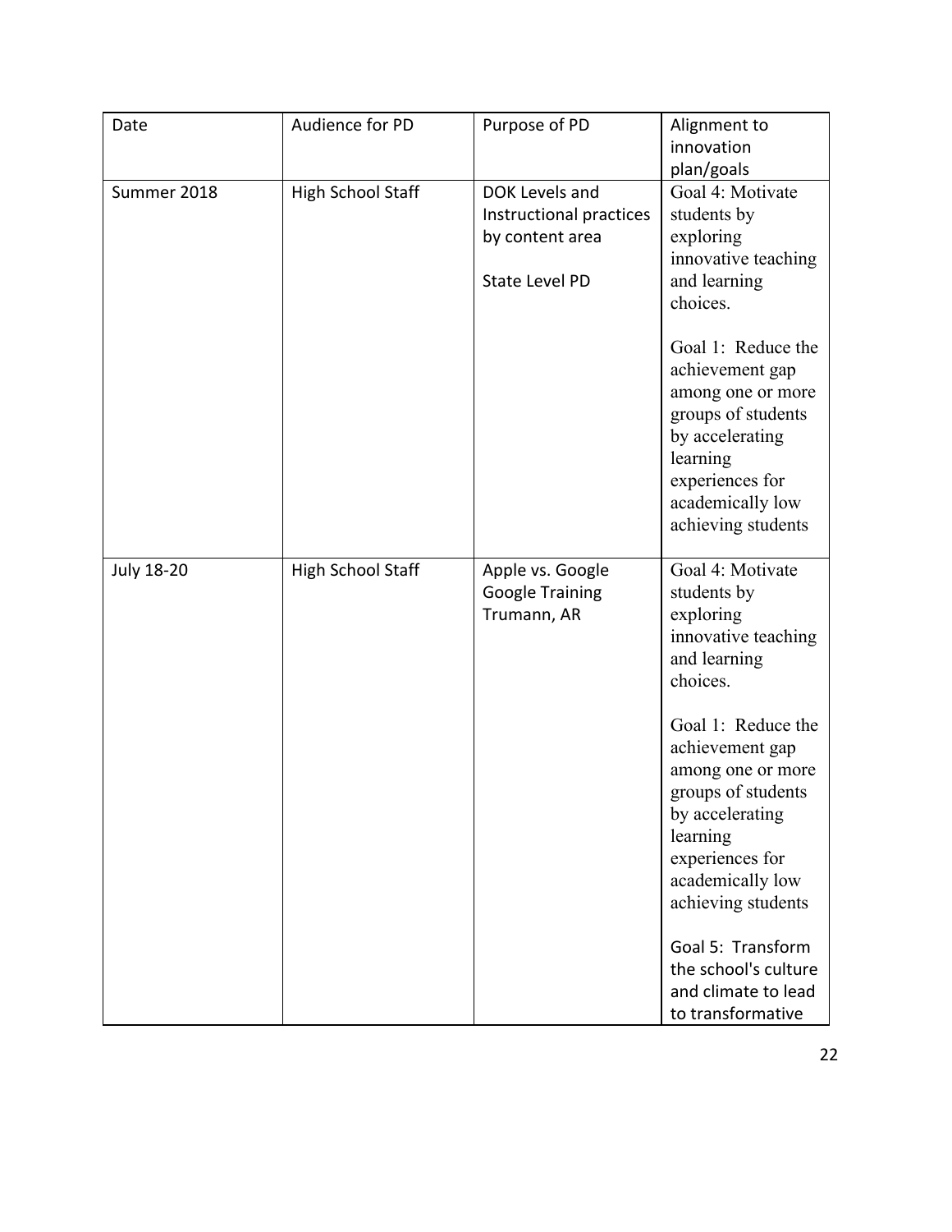| Date | Audience for PD | Purpose of PD | Alignment to innovation plan/goals |
|---|---|---|---|
| Summer 2018 | High School Staff | DOK Levels and Instructional practices by content area<br><br>State Level PD | Goal 4: Motivate students by exploring innovative teaching and learning choices.<br><br>Goal 1: Reduce the achievement gap among one or more groups of students by accelerating learning experiences for academically low achieving students |
| July 18-20 | High School Staff | Apple vs. Google<br>Google Training<br>Trumann, AR | Goal 4: Motivate students by exploring innovative teaching and learning choices.<br><br>Goal 1: Reduce the achievement gap among one or more groups of students by accelerating learning experiences for academically low achieving students<br><br>Goal 5: Transform the school's culture and climate to lead to transformative |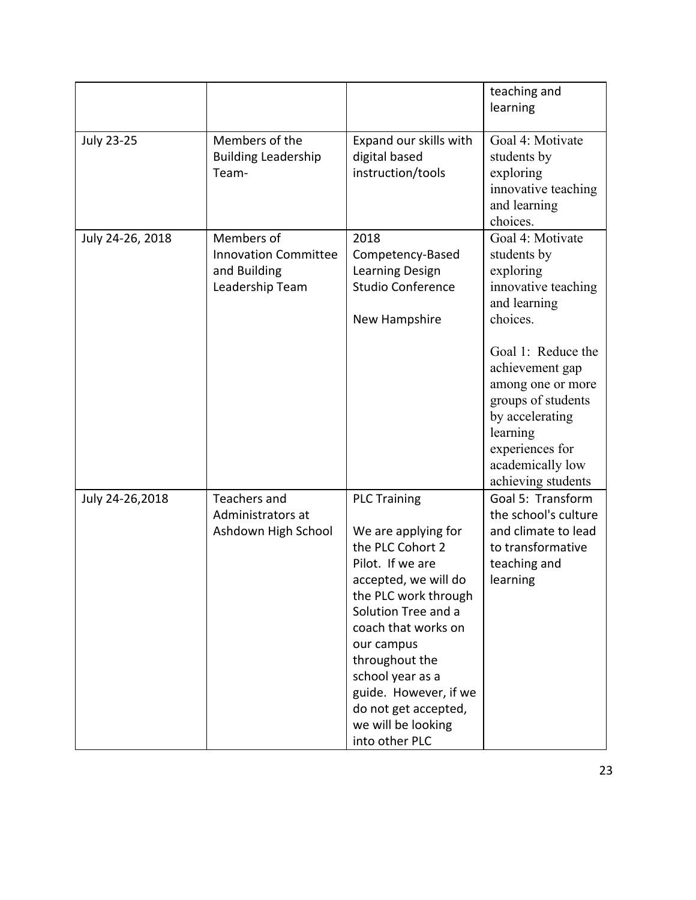| | | | teaching and learning |
|---|---|---|---|
| July 23-25 | Members of the Building Leadership Team- | Expand our skills with digital based instruction/tools | Goal 4: Motivate students by exploring innovative teaching and learning choices. |
| July 24-26, 2018 | Members of Innovation Committee and Building Leadership Team | 2018 Competency-Based Learning Design Studio Conference<br><br>New Hampshire | Goal 4: Motivate students by exploring innovative teaching and learning choices.<br><br>Goal 1: Reduce the achievement gap among one or more groups of students by accelerating learning experiences for academically low achieving students |
| July 24-26,2018 | Teachers and Administrators at Ashdown High School | PLC Training<br><br>We are applying for the PLC Cohort 2 Pilot. If we are accepted, we will do the PLC work through Solution Tree and a coach that works on our campus throughout the school year as a guide. However, if we do not get accepted, we will be looking into other PLC | Goal 5: Transform the school's culture and climate to lead to transformative teaching and learning |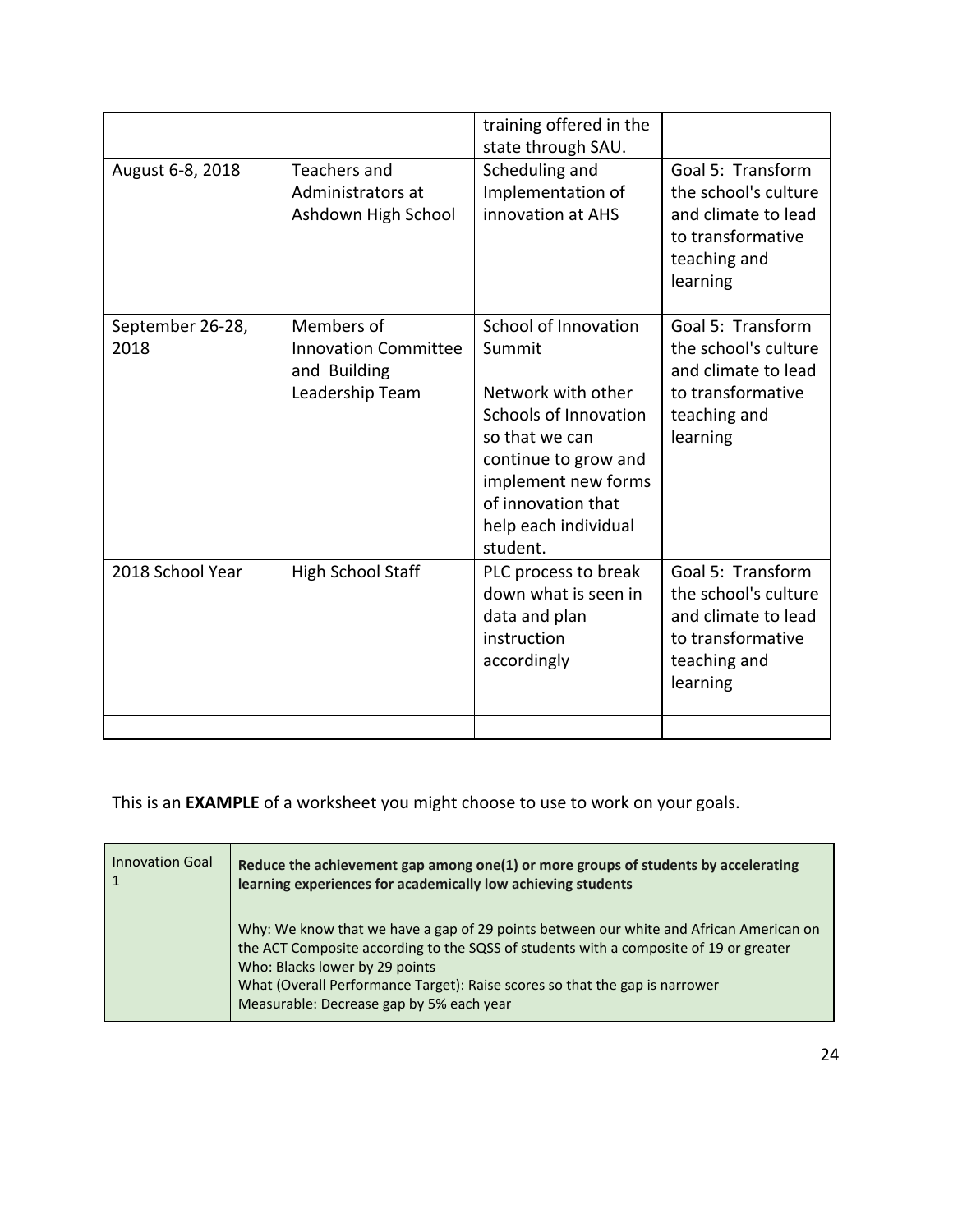| | | | |
|---|---|---|---|
| | | training offered in the state through SAU. | |
| August 6-8, 2018 | Teachers and Administrators at Ashdown High School | Scheduling and Implementation of innovation at AHS | Goal 5: Transform the school's culture and climate to lead to transformative teaching and learning |
| September 26-28, 2018 | Members of Innovation Committee and Building Leadership Team | School of Innovation Summit<br><br>Network with other Schools of Innovation so that we can continue to grow and implement new forms of innovation that help each individual student. | Goal 5: Transform the school's culture and climate to lead to transformative teaching and learning |
| 2018 School Year | High School Staff | PLC process to break down what is seen in data and plan instruction accordingly | Goal 5: Transform the school's culture and climate to lead to transformative teaching and learning |
| | | | |

This is an **EXAMPLE** of a worksheet you might choose to use to work on your goals.

| | |
|---|---|
| Innovation Goal 1 | **Reduce the achievement gap among one(1) or more groups of students by accelerating learning experiences for academically low achieving students**<br><br>Why: We know that we have a gap of 29 points between our white and African American on the ACT Composite according to the SQSS of students with a composite of 19 or greater<br>Who: Blacks lower by 29 points<br>What (Overall Performance Target): Raise scores so that the gap is narrower<br>Measurable: Decrease gap by 5% each year |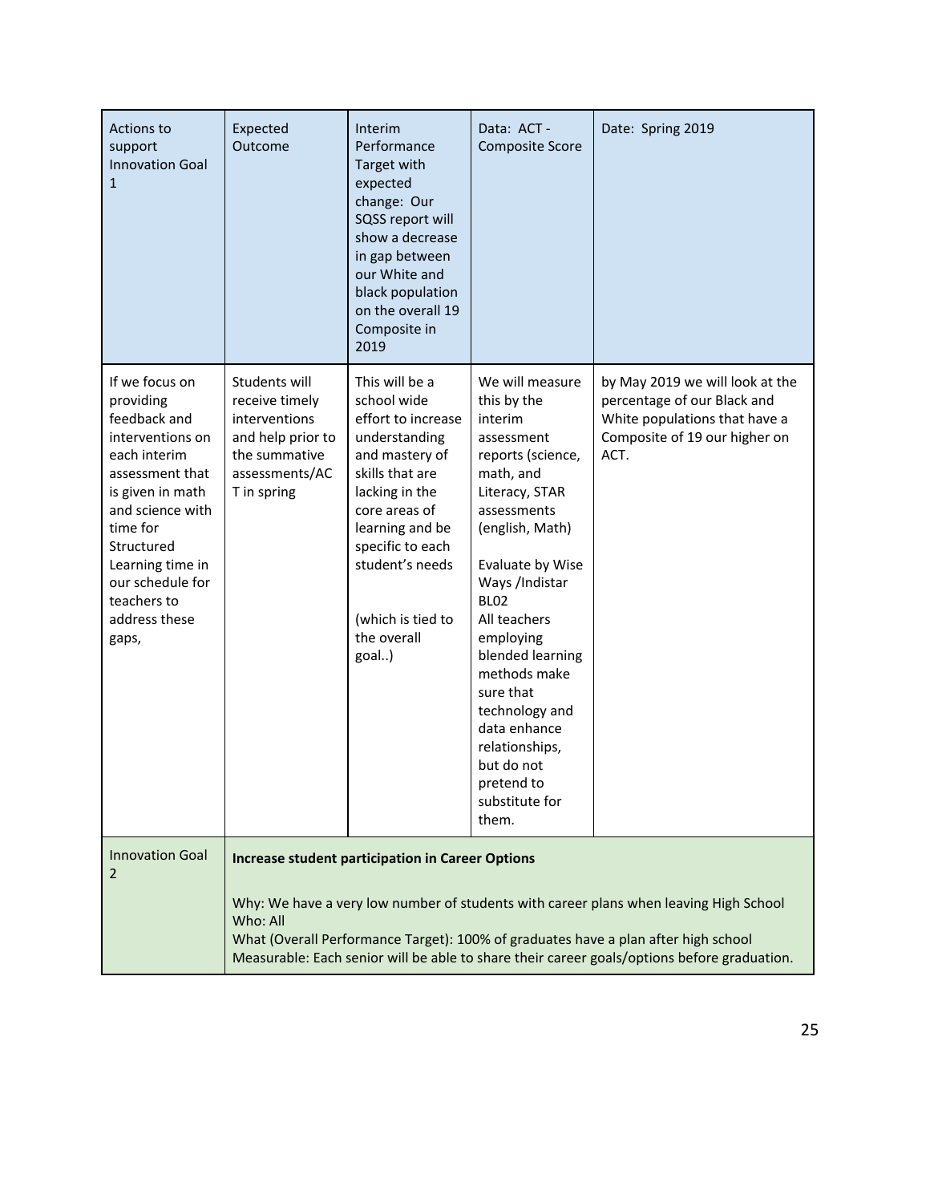| Actions to support Innovation Goal 1 | Expected Outcome | Interim Performance Target with expected change: Our SQSS report will show a decrease in gap between our White and black population on the overall 19 Composite in 2019 | Data: ACT - Composite Score | Date: Spring 2019 |
|---|---|---|---|---|
| If we focus on providing feedback and interventions on each interim assessment that is given in math and science with time for Structured Learning time in our schedule for teachers to address these gaps, | Students will receive timely interventions and help prior to the summative assessments/ACT in spring | This will be a school wide effort to increase understanding and mastery of skills that are lacking in the core areas of learning and be specific to each student's needs<br><br>(which is tied to the overall goal..) | We will measure this by the interim assessment reports (science, math, and Literacy, STAR assessments (english, Math)<br><br>Evaluate by Wise Ways /Indistar BL02<br>All teachers employing blended learning methods make sure that technology and data enhance relationships, but do not pretend to substitute for them. | by May 2019 we will look at the percentage of our Black and White populations that have a Composite of 19 our higher on ACT. |
| Innovation Goal 2 | **Increase student participation in Career Options**<br><br>Why: We have a very low number of students with career plans when leaving High School<br>Who: All<br>What (Overall Performance Target): 100% of graduates have a plan after high school<br>Measurable: Each senior will be able to share their career goals/options before graduation. | | | |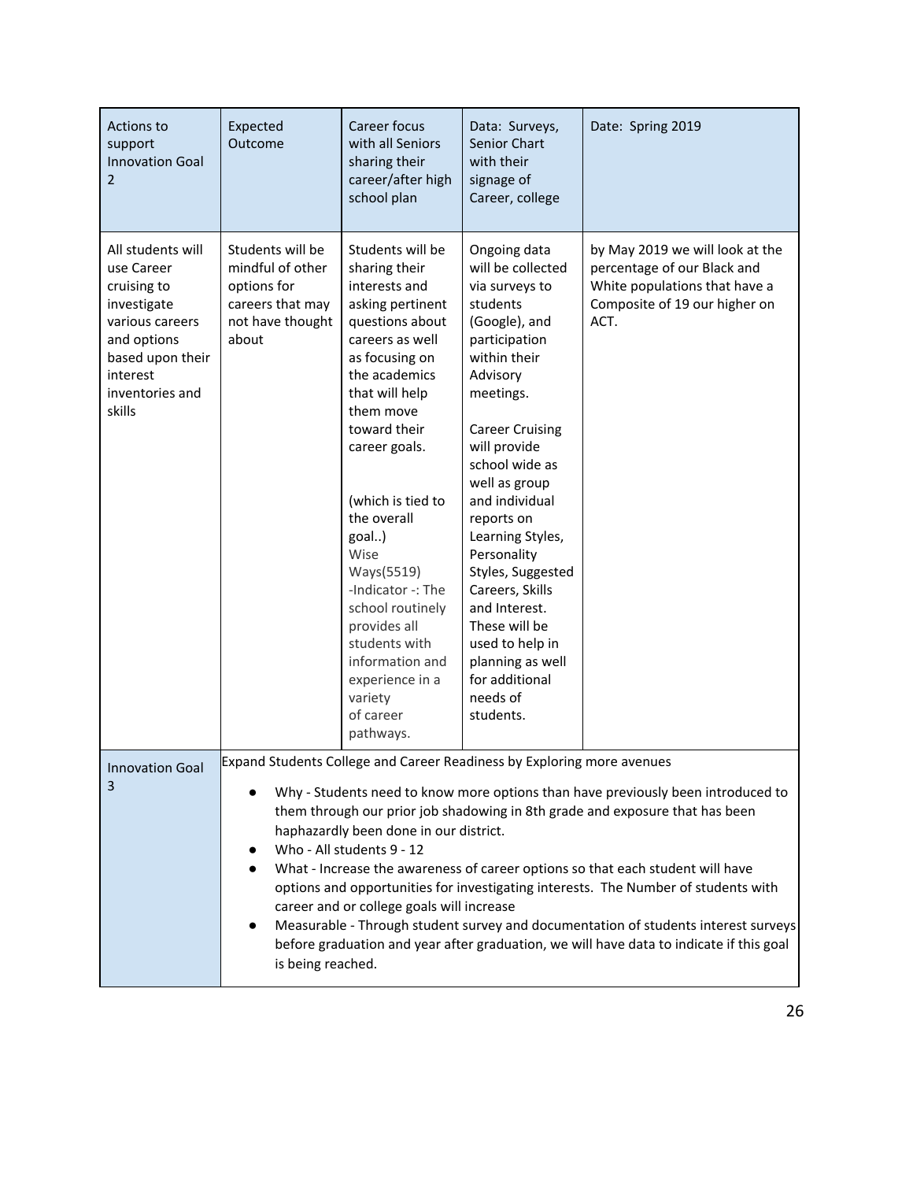| Actions to support Innovation Goal 2 | Expected Outcome | Career focus with all Seniors sharing their career/after high school plan | Data: Surveys, Senior Chart with their signage of Career, college | Date: Spring 2019 |
|---|---|---|---|---|
| All students will use Career cruising to investigate various careers and options based upon their interest inventories and skills | Students will be mindful of other options for careers that may not have thought about | Students will be sharing their interests and asking pertinent questions about careers as well as focusing on the academics that will help them move toward their career goals.<br><br>(which is tied to the overall goal..)<br>Wise Ways(5519) -Indicator -: The school routinely provides all students with information and experience in a variety of career pathways. | Ongoing data will be collected via surveys to students (Google), and participation within their Advisory meetings.<br><br>Career Cruising will provide school wide as well as group and individual reports on Learning Styles, Personality Styles, Suggested Careers, Skills and Interest. These will be used to help in planning as well for additional needs of students. | by May 2019 we will look at the percentage of our Black and White populations that have a Composite of 19 our higher on ACT. |

| Innovation Goal 3 | Expand Students College and Career Readiness by Exploring more avenues<br><br>● Why - Students need to know more options than have previously been introduced to them through our prior job shadowing in 8th grade and exposure that has been haphazardly been done in our district.<br>● Who - All students 9 - 12<br>● What - Increase the awareness of career options so that each student will have options and opportunities for investigating interests. The Number of students with career and or college goals will increase<br>● Measurable - Through student survey and documentation of students interest surveys before graduation and year after graduation, we will have data to indicate if this goal is being reached. |
|---|---|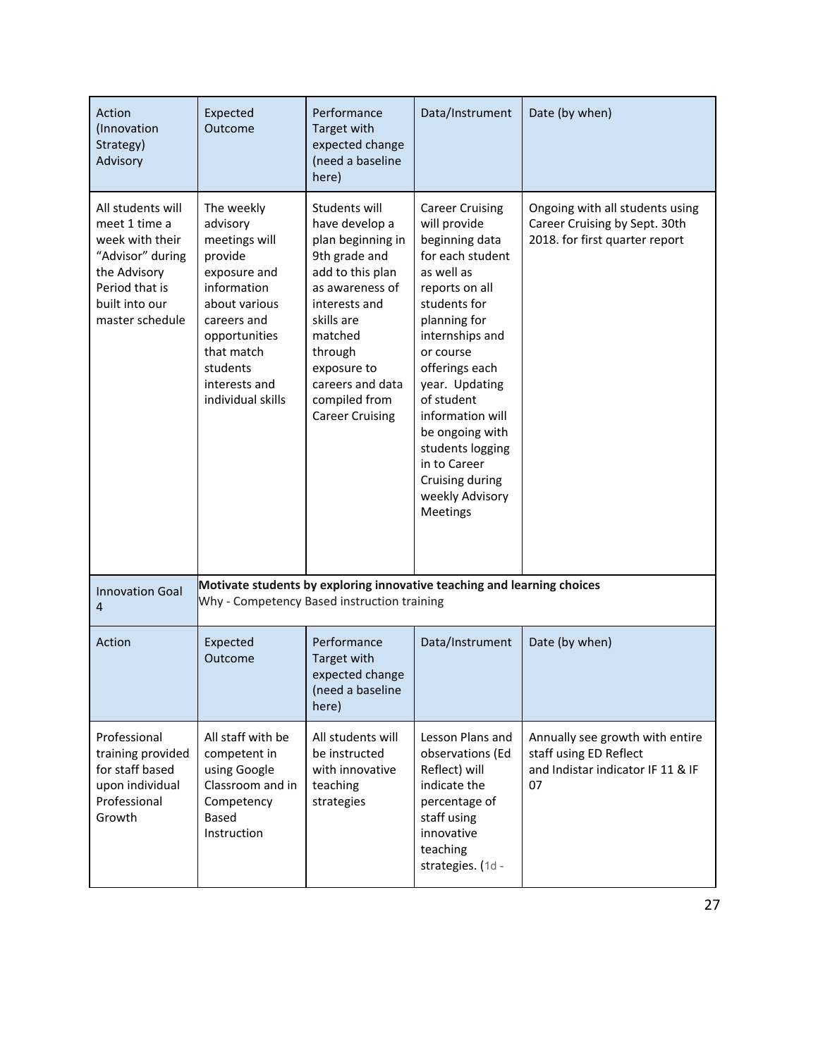| Action (Innovation Strategy) Advisory | Expected Outcome | Performance Target with expected change (need a baseline here) | Data/Instrument | Date (by when) |
|---|---|---|---|---|
| All students will meet 1 time a week with their "Advisor" during the Advisory Period that is built into our master schedule | The weekly advisory meetings will provide exposure and information about various careers and opportunities that match students interests and individual skills | Students will have develop a plan beginning in 9th grade and add to this plan as awareness of interests and skills are matched through exposure to careers and data compiled from Career Cruising | Career Cruising will provide beginning data for each student as well as reports on all students for planning for internships and or course offerings each year. Updating of student information will be ongoing with students logging in to Career Cruising during weekly Advisory Meetings | Ongoing with all students using Career Cruising by Sept. 30th 2018. for first quarter report |

| Innovation Goal 4 | **Motivate students by exploring innovative teaching and learning choices** Why - Competency Based instruction training | | | |
|---|---|---|---|---|
| **Action** | **Expected Outcome** | **Performance Target with expected change (need a baseline here)** | **Data/Instrument** | **Date (by when)** |
| Professional training provided for staff based upon individual Professional Growth | All staff with be competent in using Google Classroom and in Competency Based Instruction | All students will be instructed with innovative teaching strategies | Lesson Plans and observations (Ed Reflect) will indicate the percentage of staff using innovative teaching strategies. (1d - | Annually see growth with entire staff using ED Reflect and Indistar indicator IF 11 & IF 07 |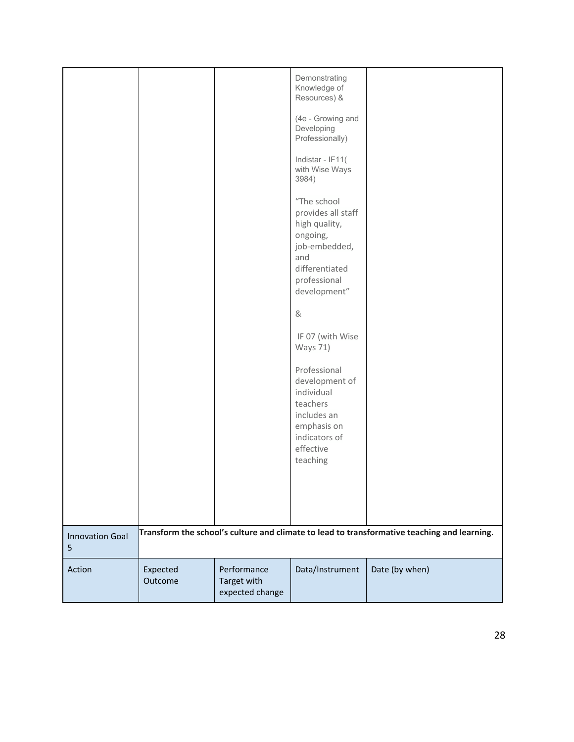| | | | | |
|---|---|---|---|---|
| | | | Demonstrating Knowledge of Resources) & (4e - Growing and Developing Professionally) Indistar - IF11( with Wise Ways 3984) "The school provides all staff high quality, ongoing, job-embedded, and differentiated professional development" & IF 07 (with Wise Ways 71) Professional development of individual teachers includes an emphasis on indicators of effective teaching | |
| Innovation Goal 5 | **Transform the school's culture and climate to lead to transformative teaching and learning**. | | | |
| Action | Expected Outcome | Performance Target with expected change | Data/Instrument | Date (by when) |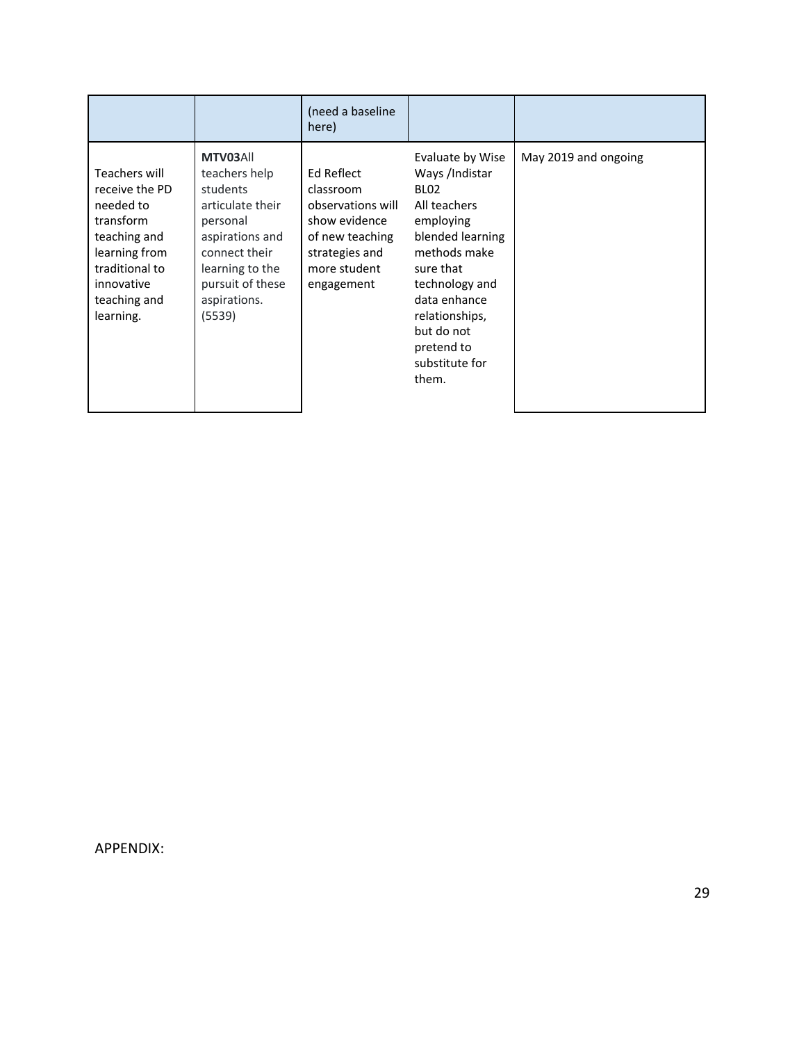| | | (need a baseline here) | | |
|---|---|---|---|---|
| Teachers will receive the PD needed to transform teaching and learning from traditional to innovative teaching and learning. | **MTV03**All teachers help students articulate their personal aspirations and connect their learning to the pursuit of these aspirations. (5539) | Ed Reflect classroom observations will show evidence of new teaching strategies and more student engagement | Evaluate by Wise Ways /Indistar BL02 All teachers employing blended learning methods make sure that technology and data enhance relationships, but do not pretend to substitute for them. | May 2019 and ongoing |

APPENDIX: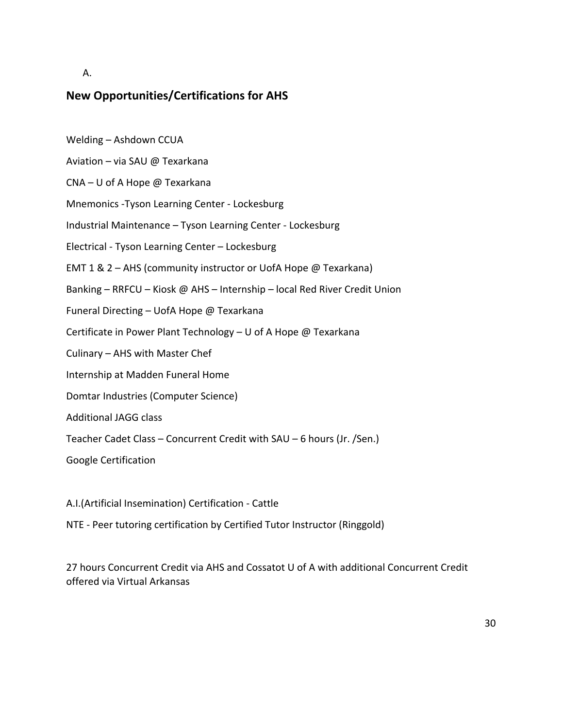A.

## New Opportunities/Certifications for AHS

Welding – Ashdown CCUA

Aviation – via SAU @ Texarkana

CNA – U of A Hope @ Texarkana

Mnemonics -Tyson Learning Center - Lockesburg

Industrial Maintenance – Tyson Learning Center - Lockesburg

Electrical - Tyson Learning Center – Lockesburg

EMT 1 & 2 – AHS (community instructor or UofA Hope @ Texarkana)

Banking – RRFCU – Kiosk @ AHS – Internship – local Red River Credit Union

Funeral Directing – UofA Hope @ Texarkana

Certificate in Power Plant Technology – U of A Hope @ Texarkana

Culinary – AHS with Master Chef

Internship at Madden Funeral Home

Domtar Industries (Computer Science)

Additional JAGG class

Teacher Cadet Class – Concurrent Credit with SAU – 6 hours (Jr. /Sen.)

Google Certification

A.I.(Artificial Insemination) Certification - Cattle

NTE - Peer tutoring certification by Certified Tutor Instructor (Ringgold)

27 hours Concurrent Credit via AHS and Cossatot U of A with additional Concurrent Credit offered via Virtual Arkansas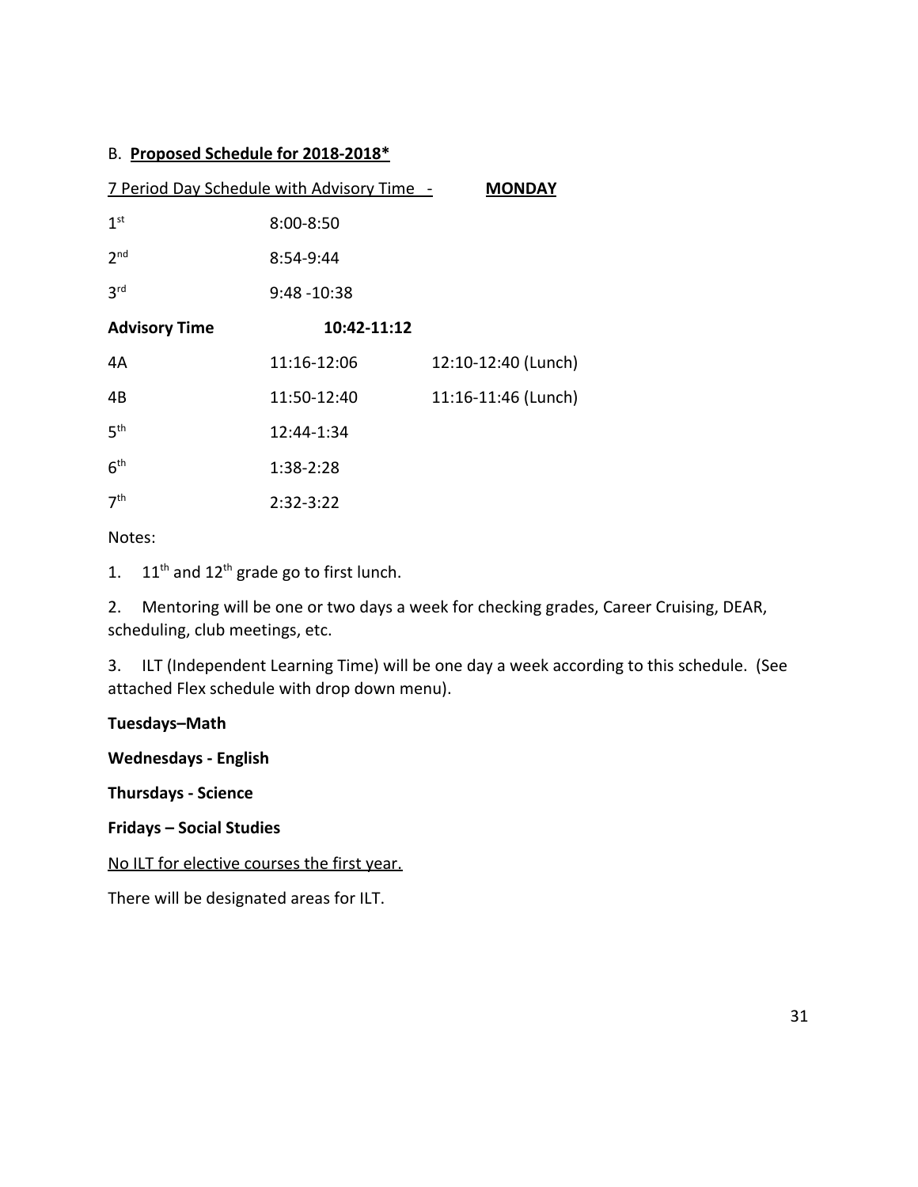B. **Proposed Schedule for 2018-2018***

7 Period Day Schedule with Advisory Time - **MONDAY**

| | | |
|---|---|---|
| 1st | 8:00-8:50 | |
| 2nd | 8:54-9:44 | |
| 3rd | 9:48 -10:38 | |
| **Advisory Time** | **10:42-11:12** | |
| 4A | 11:16-12:06 | 12:10-12:40 (Lunch) |
| 4B | 11:50-12:40 | 11:16-11:46 (Lunch) |
| 5th | 12:44-1:34 | |
| 6th | 1:38-2:28 | |
| 7th | 2:32-3:22 | |

Notes:

1. 11th and 12th grade go to first lunch.

2. Mentoring will be one or two days a week for checking grades, Career Cruising, DEAR, scheduling, club meetings, etc.

3. ILT (Independent Learning Time) will be one day a week according to this schedule. (See attached Flex schedule with drop down menu).

**Tuesdays–Math**

**Wednesdays - English**

**Thursdays - Science**

**Fridays – Social Studies**

No ILT for elective courses the first year.

There will be designated areas for ILT.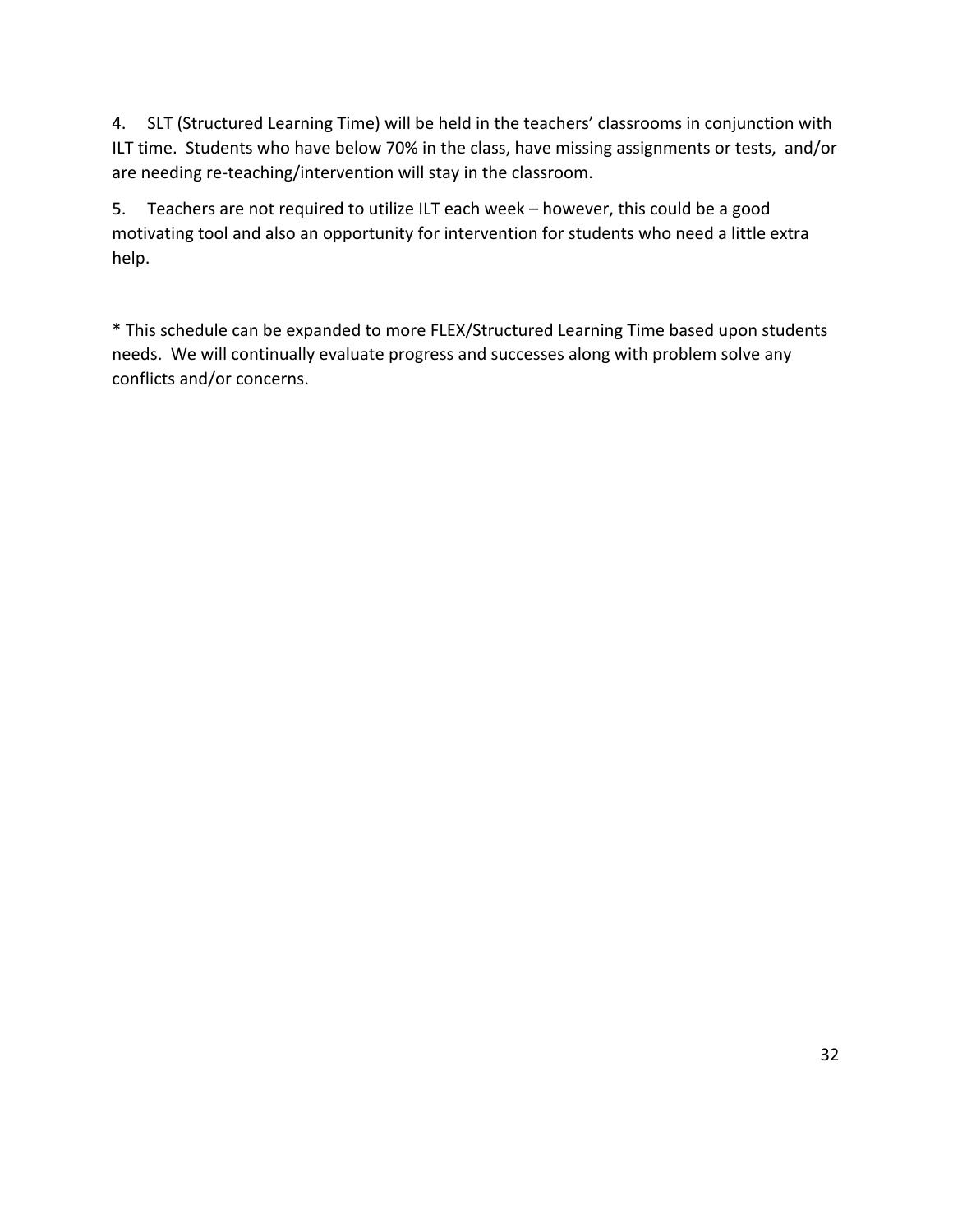4. SLT (Structured Learning Time) will be held in the teachers' classrooms in conjunction with ILT time. Students who have below 70% in the class, have missing assignments or tests, and/or are needing re-teaching/intervention will stay in the classroom.

5. Teachers are not required to utilize ILT each week – however, this could be a good motivating tool and also an opportunity for intervention for students who need a little extra help.

* This schedule can be expanded to more FLEX/Structured Learning Time based upon students needs. We will continually evaluate progress and successes along with problem solve any conflicts and/or concerns.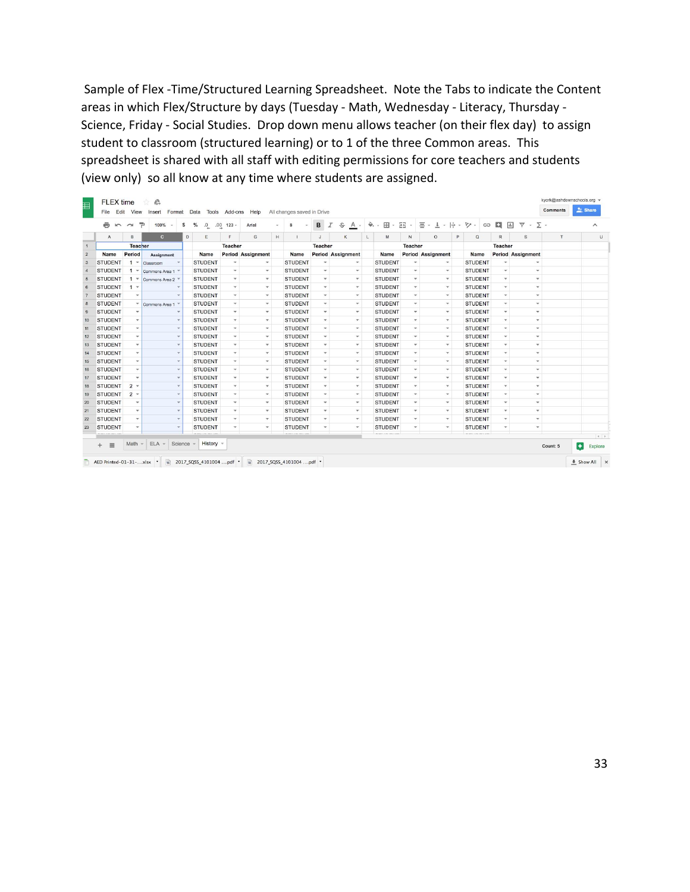Sample of Flex -Time/Structured Learning Spreadsheet. Note the Tabs to indicate the Content areas in which Flex/Structure by days (Tuesday - Math, Wednesday - Literacy, Thursday - Science, Friday - Social Studies. Drop down menu allows teacher (on their flex day) to assign student to classroom (structured learning) or to 1 of the three Common areas. This spreadsheet is shared with all staff with editing permissions for core teachers and students (view only) so all know at any time where students are assigned.

FLEX time

| Teacher | | | Teacher | | | Teacher | | | Teacher | | | Teacher | | |
|---|---|---|---|---|---|---|---|---|---|---|---|---|---|---|
| Name | Period | Assignment | Name | Period | Assignment | Name | Period | Assignment | Name | Period | Assignment | Name | Period | Assignment |
| STUDENT | 1 | Classroom | STUDENT | | | STUDENT | | | STUDENT | | | STUDENT | | |
| STUDENT | 1 | Commons Area 1 | STUDENT | | | STUDENT | | | STUDENT | | | STUDENT | | |
| STUDENT | 1 | Commons Area 2 | STUDENT | | | STUDENT | | | STUDENT | | | STUDENT | | |
| STUDENT | 1 | | STUDENT | | | STUDENT | | | STUDENT | | | STUDENT | | |
| STUDENT | | | STUDENT | | | STUDENT | | | STUDENT | | | STUDENT | | |
| STUDENT | | Commons Area 1 | STUDENT | | | STUDENT | | | STUDENT | | | STUDENT | | |
| STUDENT | | | STUDENT | | | STUDENT | | | STUDENT | | | STUDENT | | |
| STUDENT | | | STUDENT | | | STUDENT | | | STUDENT | | | STUDENT | | |
| STUDENT | | | STUDENT | | | STUDENT | | | STUDENT | | | STUDENT | | |
| STUDENT | | | STUDENT | | | STUDENT | | | STUDENT | | | STUDENT | | |
| STUDENT | | | STUDENT | | | STUDENT | | | STUDENT | | | STUDENT | | |
| STUDENT | | | STUDENT | | | STUDENT | | | STUDENT | | | STUDENT | | |
| STUDENT | | | STUDENT | | | STUDENT | | | STUDENT | | | STUDENT | | |
| STUDENT | | | STUDENT | | | STUDENT | | | STUDENT | | | STUDENT | | |
| STUDENT | | | STUDENT | | | STUDENT | | | STUDENT | | | STUDENT | | |
| STUDENT | 2 | | STUDENT | | | STUDENT | | | STUDENT | | | STUDENT | | |
| STUDENT | 2 | | STUDENT | | | STUDENT | | | STUDENT | | | STUDENT | | |
| STUDENT | | | STUDENT | | | STUDENT | | | STUDENT | | | STUDENT | | |
| STUDENT | | | STUDENT | | | STUDENT | | | STUDENT | | | STUDENT | | |
| STUDENT | | | STUDENT | | | STUDENT | | | STUDENT | | | STUDENT | | |
| STUDENT | | | STUDENT | | | STUDENT | | | STUDENT | | | STUDENT | | |

Math | ELA | Science | History